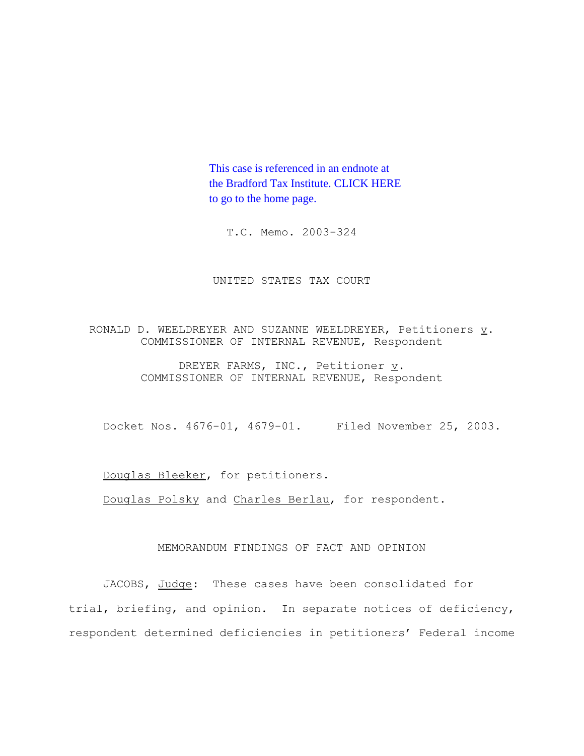This case is referenced in an endnote at the Bradford Tax Institute. CLICK HERE to go to the home page.

T.C. Memo. 2003-324

UNITED STATES TAX COURT

RONALD D. WEELDREYER AND SUZANNE WEELDREYER, Petitioners v. COMMISSIONER OF INTERNAL REVENUE, Respondent

DREYER FARMS, INC., Petitioner v. COMMISSIONER OF INTERNAL REVENUE, Respondent

Docket Nos. 4676-01, 4679-01. Filed November 25, 2003.

Douglas Bleeker, for petitioners.

Douglas Polsky and Charles Berlau, for respondent.

MEMORANDUM FINDINGS OF FACT AND OPINION

JACOBS, Judge: These cases have been consolidated for trial, briefing, and opinion. In separate notices of deficiency, respondent determined deficiencies in petitioners' Federal income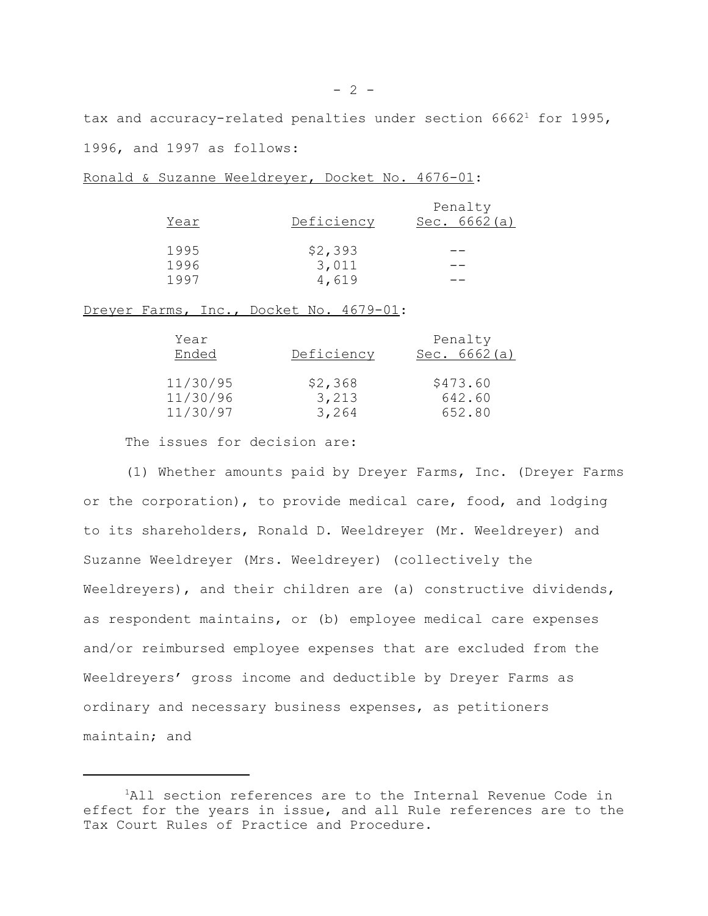tax and accuracy-related penalties under section 6662[1] for 1995, 1996, and 1997 as follows:

Ronald & Suzanne Weeldreyer, Docket No. 4676-01:

| Year | Deficiency | Penalty Sec. 6662(a) |
|---|---|---|
| 1995 | $2,393 | -- |
| 1996 | 3,011 | -- |
| 1997 | 4,619 | -- |

Dreyer Farms, Inc., Docket No. 4679-01:

| Year Ended | Deficiency | Penalty Sec. 6662(a) |
|---|---|---|
| 11/30/95 | $2,368 | $473.60 |
| 11/30/96 | 3,213 | 642.60 |
| 11/30/97 | 3,264 | 652.80 |

The issues for decision are:

(1) Whether amounts paid by Dreyer Farms, Inc. (Dreyer Farms or the corporation), to provide medical care, food, and lodging to its shareholders, Ronald D. Weeldreyer (Mr. Weeldreyer) and Suzanne Weeldreyer (Mrs. Weeldreyer) (collectively the Weeldreyers), and their children are (a) constructive dividends, as respondent maintains, or (b) employee medical care expenses and/or reimbursed employee expenses that are excluded from the Weeldreyers' gross income and deductible by Dreyer Farms as ordinary and necessary business expenses, as petitioners maintain; and

[1] All section references are to the Internal Revenue Code in effect for the years in issue, and all Rule references are to the Tax Court Rules of Practice and Procedure.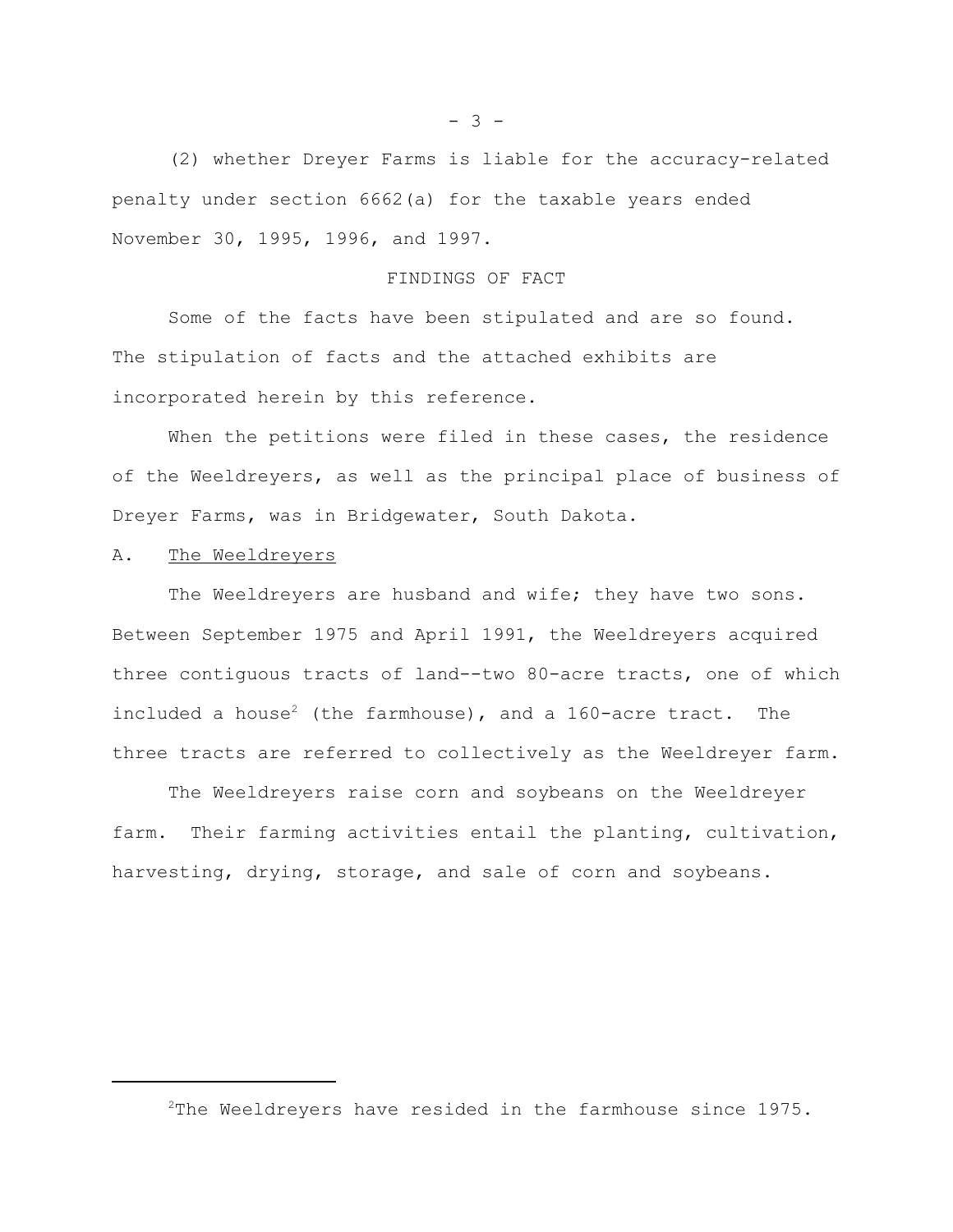(2) whether Dreyer Farms is liable for the accuracy-related penalty under section 6662(a) for the taxable years ended November 30, 1995, 1996, and 1997.

FINDINGS OF FACT

Some of the facts have been stipulated and are so found. The stipulation of facts and the attached exhibits are incorporated herein by this reference.

When the petitions were filed in these cases, the residence of the Weeldreyers, as well as the principal place of business of Dreyer Farms, was in Bridgewater, South Dakota.

A. The Weeldreyers

The Weeldreyers are husband and wife; they have two sons. Between September 1975 and April 1991, the Weeldreyers acquired three contiguous tracts of land--two 80-acre tracts, one of which included a house[2] (the farmhouse), and a 160-acre tract. The three tracts are referred to collectively as the Weeldreyer farm.

The Weeldreyers raise corn and soybeans on the Weeldreyer farm. Their farming activities entail the planting, cultivation, harvesting, drying, storage, and sale of corn and soybeans.

---

[2]The Weeldreyers have resided in the farmhouse since 1975.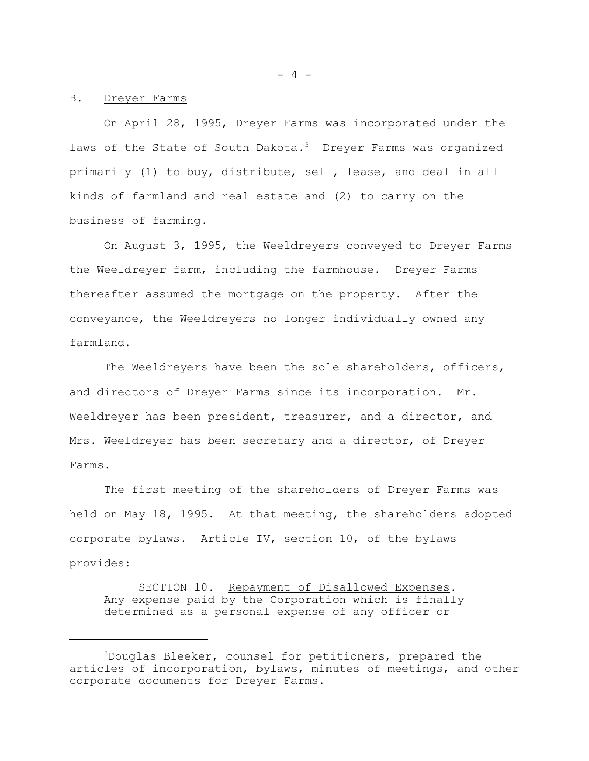B. Dreyer Farms

On April 28, 1995, Dreyer Farms was incorporated under the laws of the State of South Dakota.[3] Dreyer Farms was organized primarily (1) to buy, distribute, sell, lease, and deal in all kinds of farmland and real estate and (2) to carry on the business of farming.

On August 3, 1995, the Weeldreyers conveyed to Dreyer Farms the Weeldreyer farm, including the farmhouse. Dreyer Farms thereafter assumed the mortgage on the property. After the conveyance, the Weeldreyers no longer individually owned any farmland.

The Weeldreyers have been the sole shareholders, officers, and directors of Dreyer Farms since its incorporation. Mr. Weeldreyer has been president, treasurer, and a director, and Mrs. Weeldreyer has been secretary and a director, of Dreyer Farms.

The first meeting of the shareholders of Dreyer Farms was held on May 18, 1995. At that meeting, the shareholders adopted corporate bylaws. Article IV, section 10, of the bylaws provides:

> SECTION 10. Repayment of Disallowed Expenses. Any expense paid by the Corporation which is finally determined as a personal expense of any officer or

[3] Douglas Bleeker, counsel for petitioners, prepared the articles of incorporation, bylaws, minutes of meetings, and other corporate documents for Dreyer Farms.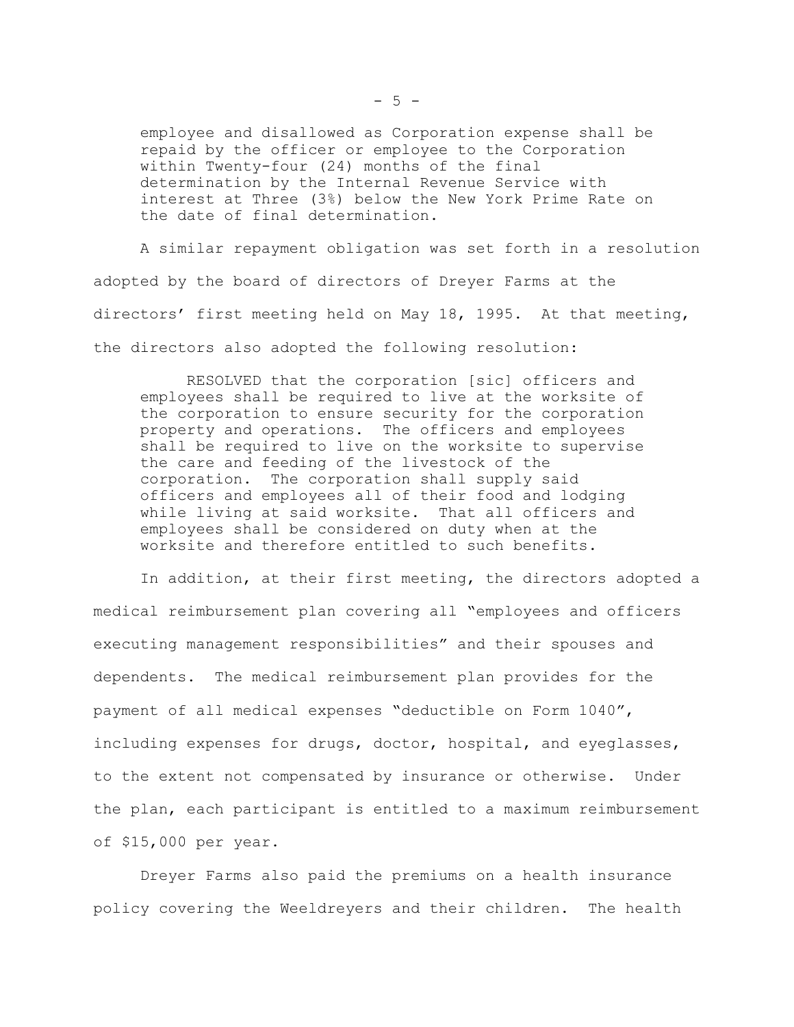> employee and disallowed as Corporation expense shall be repaid by the officer or employee to the Corporation within Twenty-four (24) months of the final determination by the Internal Revenue Service with interest at Three (3%) below the New York Prime Rate on the date of final determination.

A similar repayment obligation was set forth in a resolution adopted by the board of directors of Dreyer Farms at the directors' first meeting held on May 18, 1995. At that meeting, the directors also adopted the following resolution:

> RESOLVED that the corporation [sic] officers and employees shall be required to live at the worksite of the corporation to ensure security for the corporation property and operations. The officers and employees shall be required to live on the worksite to supervise the care and feeding of the livestock of the corporation. The corporation shall supply said officers and employees all of their food and lodging while living at said worksite. That all officers and employees shall be considered on duty when at the worksite and therefore entitled to such benefits.

In addition, at their first meeting, the directors adopted a medical reimbursement plan covering all "employees and officers executing management responsibilities" and their spouses and dependents. The medical reimbursement plan provides for the payment of all medical expenses "deductible on Form 1040", including expenses for drugs, doctor, hospital, and eyeglasses, to the extent not compensated by insurance or otherwise. Under the plan, each participant is entitled to a maximum reimbursement of $15,000 per year.

Dreyer Farms also paid the premiums on a health insurance policy covering the Weeldreyers and their children. The health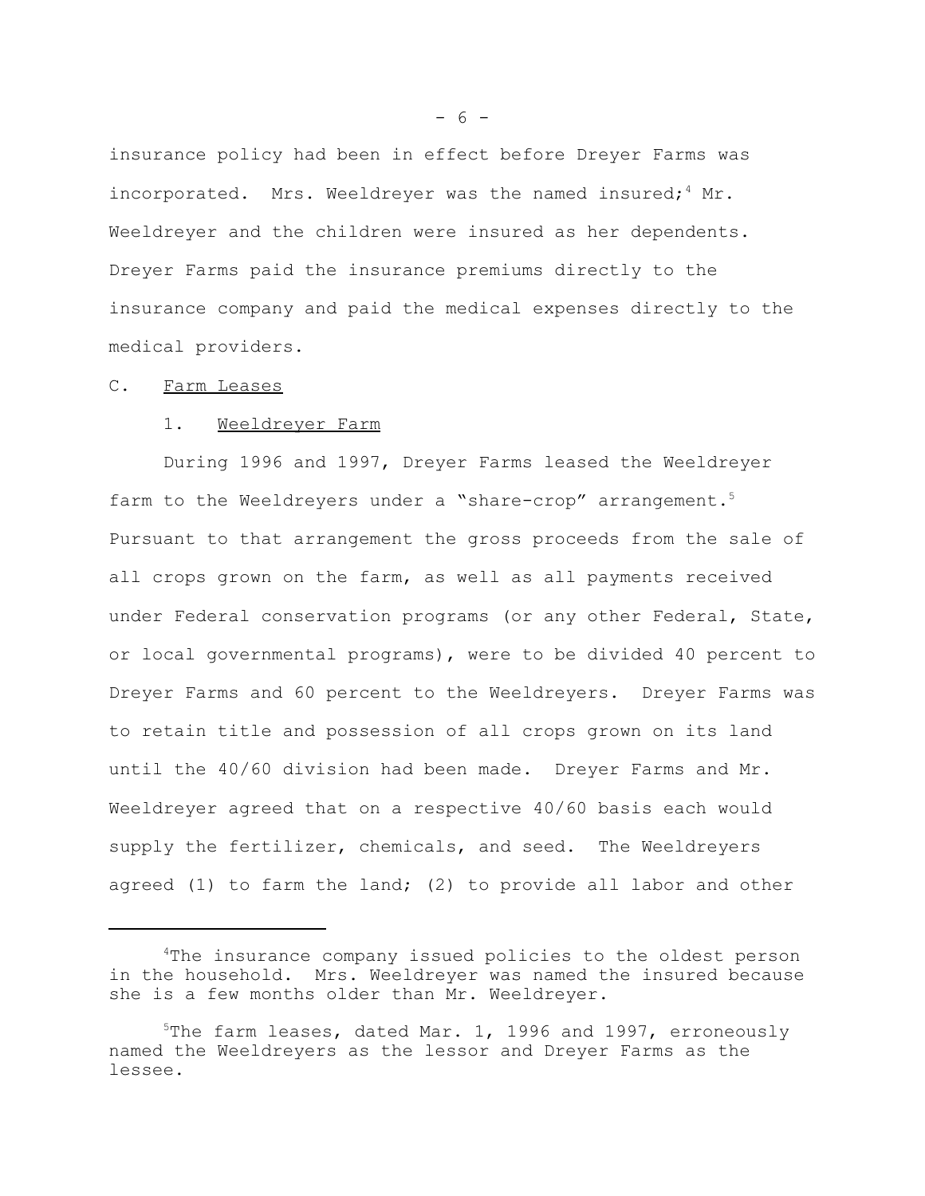insurance policy had been in effect before Dreyer Farms was incorporated. Mrs. Weeldreyer was the named insured;[4] Mr. Weeldreyer and the children were insured as her dependents. Dreyer Farms paid the insurance premiums directly to the insurance company and paid the medical expenses directly to the medical providers.

C. Farm Leases

1. Weeldreyer Farm

During 1996 and 1997, Dreyer Farms leased the Weeldreyer farm to the Weeldreyers under a "share-crop" arrangement.[5] Pursuant to that arrangement the gross proceeds from the sale of all crops grown on the farm, as well as all payments received under Federal conservation programs (or any other Federal, State, or local governmental programs), were to be divided 40 percent to Dreyer Farms and 60 percent to the Weeldreyers. Dreyer Farms was to retain title and possession of all crops grown on its land until the 40/60 division had been made. Dreyer Farms and Mr. Weeldreyer agreed that on a respective 40/60 basis each would supply the fertilizer, chemicals, and seed. The Weeldreyers agreed (1) to farm the land; (2) to provide all labor and other

---

[4] The insurance company issued policies to the oldest person in the household. Mrs. Weeldreyer was named the insured because she is a few months older than Mr. Weeldreyer.

[5] The farm leases, dated Mar. 1, 1996 and 1997, erroneously named the Weeldreyers as the lessor and Dreyer Farms as the lessee.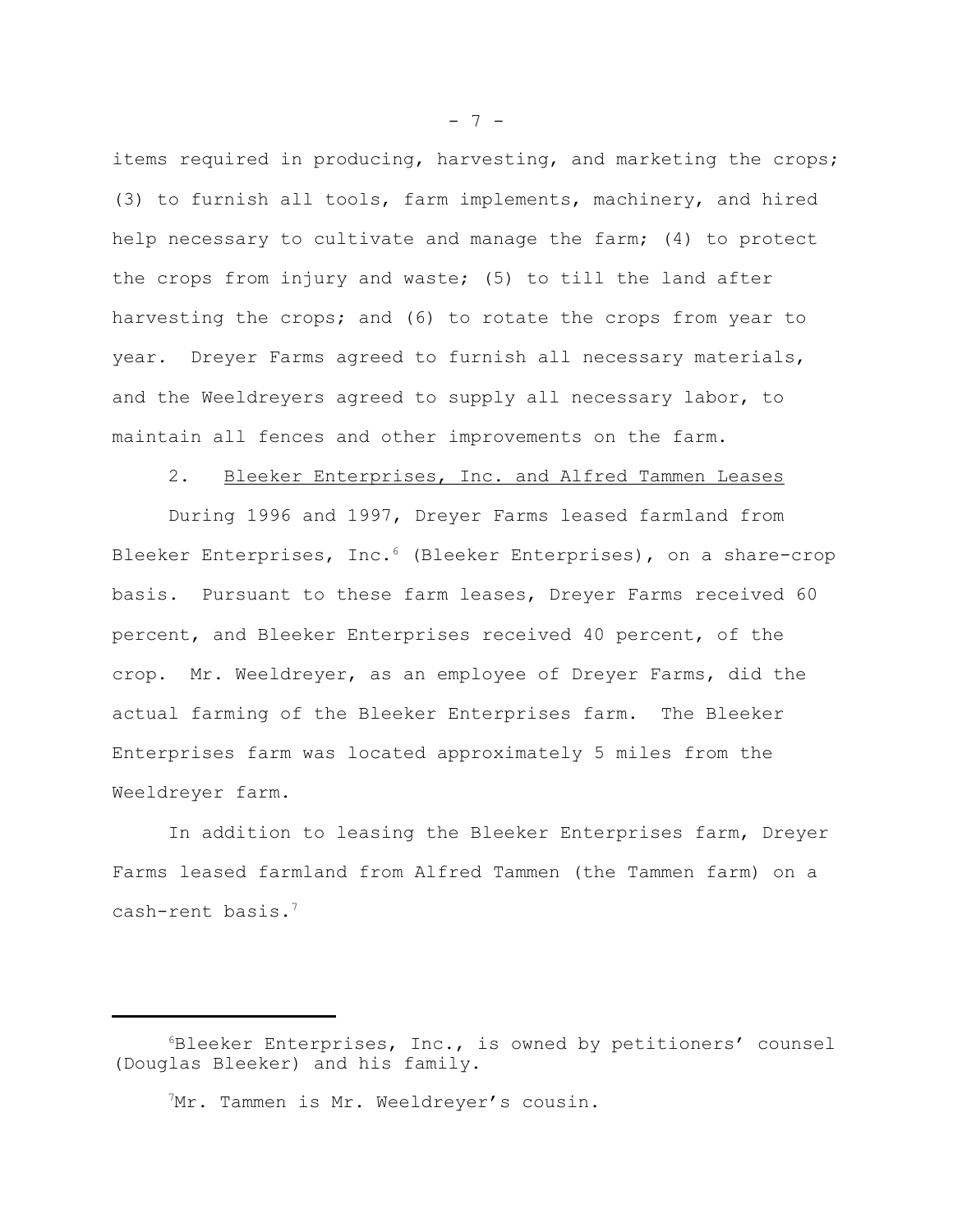items required in producing, harvesting, and marketing the crops; (3) to furnish all tools, farm implements, machinery, and hired help necessary to cultivate and manage the farm; (4) to protect the crops from injury and waste; (5) to till the land after harvesting the crops; and (6) to rotate the crops from year to year. Dreyer Farms agreed to furnish all necessary materials, and the Weeldreyers agreed to supply all necessary labor, to maintain all fences and other improvements on the farm.

2. Bleeker Enterprises, Inc. and Alfred Tammen Leases

During 1996 and 1997, Dreyer Farms leased farmland from Bleeker Enterprises, Inc.[6] (Bleeker Enterprises), on a share-crop basis. Pursuant to these farm leases, Dreyer Farms received 60 percent, and Bleeker Enterprises received 40 percent, of the crop. Mr. Weeldreyer, as an employee of Dreyer Farms, did the actual farming of the Bleeker Enterprises farm. The Bleeker Enterprises farm was located approximately 5 miles from the Weeldreyer farm.

In addition to leasing the Bleeker Enterprises farm, Dreyer Farms leased farmland from Alfred Tammen (the Tammen farm) on a cash-rent basis.[7]

---

[6]Bleeker Enterprises, Inc., is owned by petitioners' counsel (Douglas Bleeker) and his family.

[7]Mr. Tammen is Mr. Weeldreyer's cousin.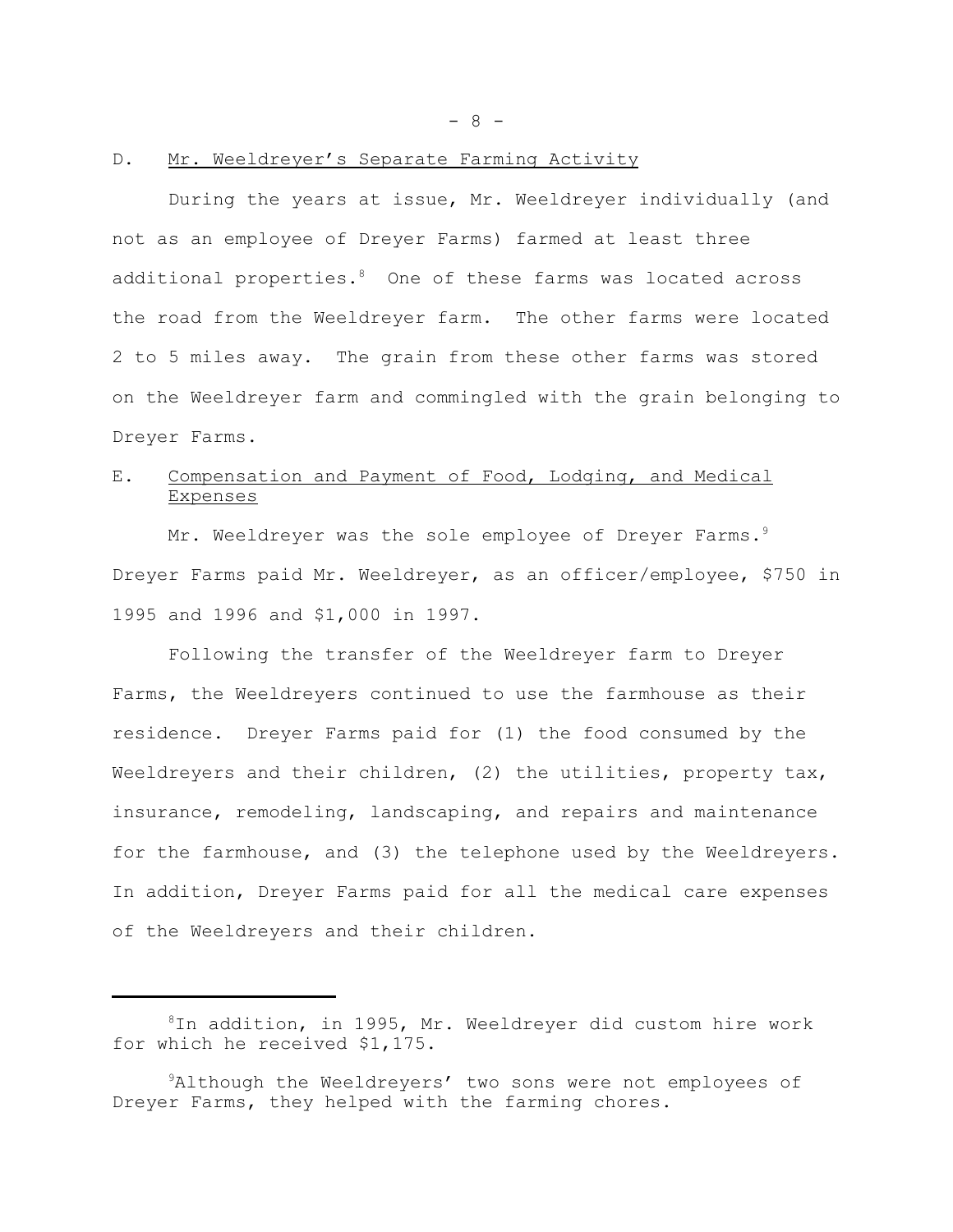D. Mr. Weeldreyer's Separate Farming Activity

During the years at issue, Mr. Weeldreyer individually (and not as an employee of Dreyer Farms) farmed at least three additional properties.[8] One of these farms was located across the road from the Weeldreyer farm. The other farms were located 2 to 5 miles away. The grain from these other farms was stored on the Weeldreyer farm and commingled with the grain belonging to Dreyer Farms.

E. Compensation and Payment of Food, Lodging, and Medical Expenses

Mr. Weeldreyer was the sole employee of Dreyer Farms.[9] Dreyer Farms paid Mr. Weeldreyer, as an officer/employee, \$750 in 1995 and 1996 and \$1,000 in 1997.

Following the transfer of the Weeldreyer farm to Dreyer Farms, the Weeldreyers continued to use the farmhouse as their residence. Dreyer Farms paid for (1) the food consumed by the Weeldreyers and their children, (2) the utilities, property tax, insurance, remodeling, landscaping, and repairs and maintenance for the farmhouse, and (3) the telephone used by the Weeldreyers. In addition, Dreyer Farms paid for all the medical care expenses of the Weeldreyers and their children.

---

[8] In addition, in 1995, Mr. Weeldreyer did custom hire work for which he received \$1,175.

[9] Although the Weeldreyers' two sons were not employees of Dreyer Farms, they helped with the farming chores.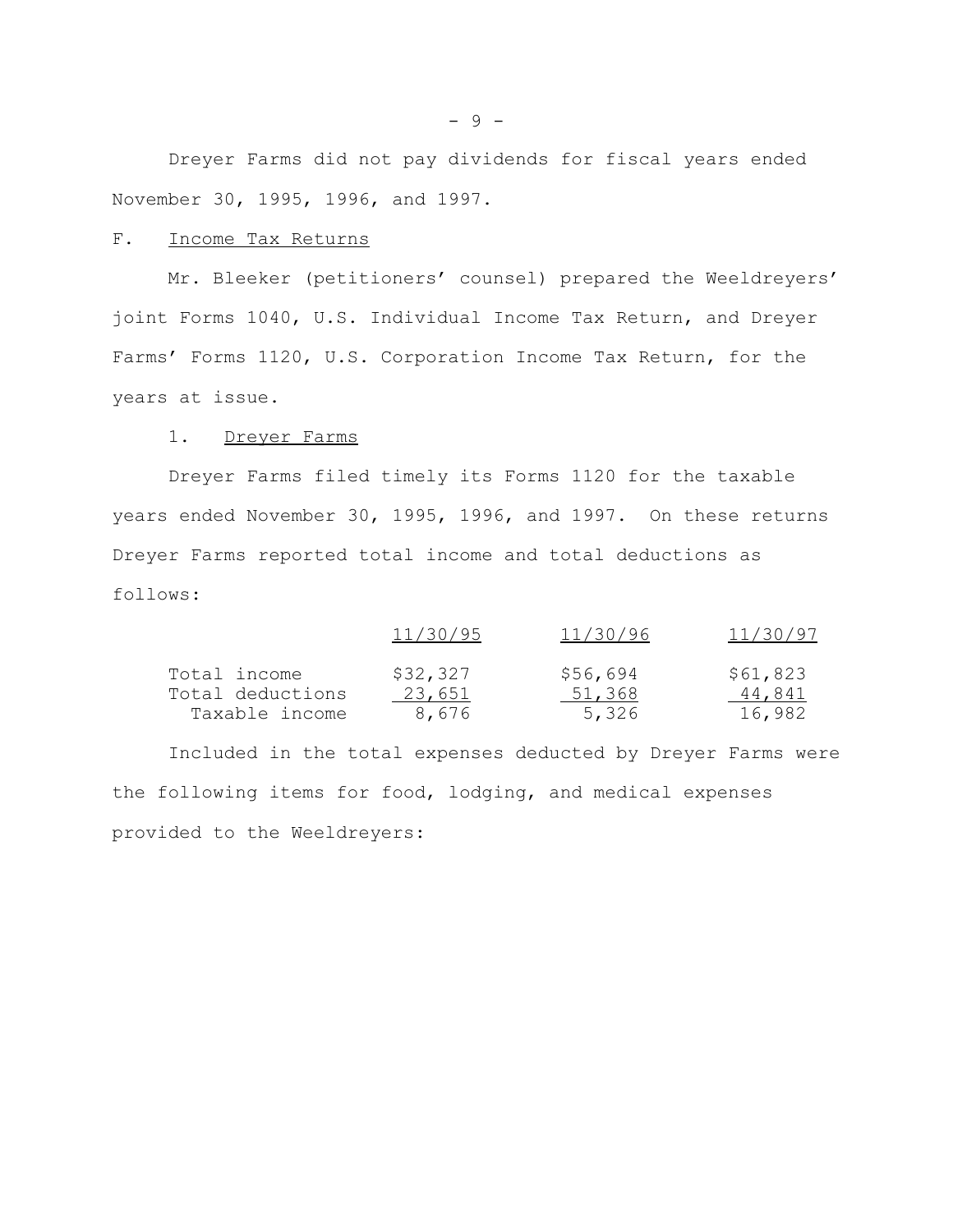Dreyer Farms did not pay dividends for fiscal years ended November 30, 1995, 1996, and 1997.

F. Income Tax Returns

Mr. Bleeker (petitioners' counsel) prepared the Weeldreyers' joint Forms 1040, U.S. Individual Income Tax Return, and Dreyer Farms' Forms 1120, U.S. Corporation Income Tax Return, for the years at issue.

1. Dreyer Farms

Dreyer Farms filed timely its Forms 1120 for the taxable years ended November 30, 1995, 1996, and 1997. On these returns Dreyer Farms reported total income and total deductions as follows:

| | 11/30/95 | 11/30/96 | 11/30/97 |
|---|---|---|---|
| Total income | $32,327 | $56,694 | $61,823 |
| Total deductions | 23,651 | 51,368 | 44,841 |
| Taxable income | 8,676 | 5,326 | 16,982 |

Included in the total expenses deducted by Dreyer Farms were the following items for food, lodging, and medical expenses provided to the Weeldreyers: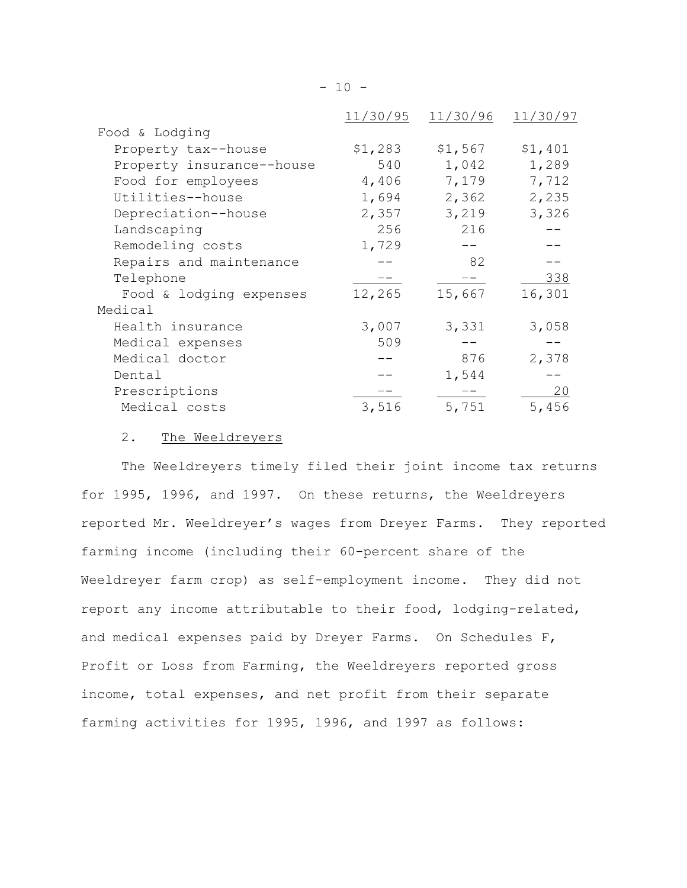| | 11/30/95 | 11/30/96 | 11/30/97 |
|---|---|---|---|
| Food & Lodging | | | |
| Property tax--house | $1,283 | $1,567 | $1,401 |
| Property insurance--house | 540 | 1,042 | 1,289 |
| Food for employees | 4,406 | 7,179 | 7,712 |
| Utilities--house | 1,694 | 2,362 | 2,235 |
| Depreciation--house | 2,357 | 3,219 | 3,326 |
| Landscaping | 256 | 216 | -- |
| Remodeling costs | 1,729 | -- | -- |
| Repairs and maintenance | -- | 82 | -- |
| Telephone | -- | -- | 338 |
| Food & lodging expenses | 12,265 | 15,667 | 16,301 |
| Medical | | | |
| Health insurance | 3,007 | 3,331 | 3,058 |
| Medical expenses | 509 | -- | -- |
| Medical doctor | -- | 876 | 2,378 |
| Dental | -- | 1,544 | -- |
| Prescriptions | -- | -- | 20 |
| Medical costs | 3,516 | 5,751 | 5,456 |

2. The Weeldreyers

The Weeldreyers timely filed their joint income tax returns for 1995, 1996, and 1997. On these returns, the Weeldreyers reported Mr. Weeldreyer's wages from Dreyer Farms. They reported farming income (including their 60-percent share of the Weeldreyer farm crop) as self-employment income. They did not report any income attributable to their food, lodging-related, and medical expenses paid by Dreyer Farms. On Schedules F, Profit or Loss from Farming, the Weeldreyers reported gross income, total expenses, and net profit from their separate farming activities for 1995, 1996, and 1997 as follows: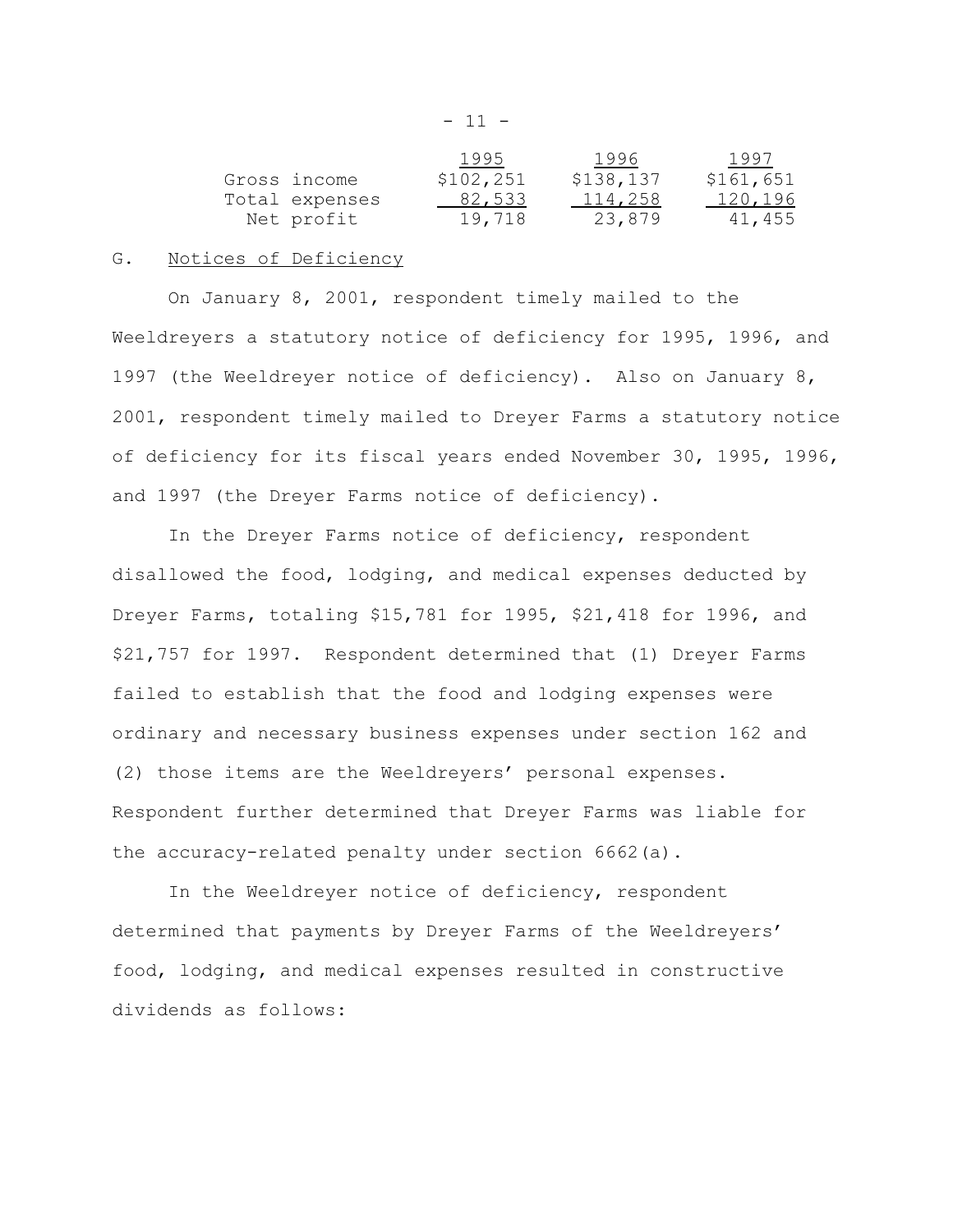| | 1995 | 1996 | 1997 |
|---|---|---|---|
| Gross income | $102,251 | $138,137 | $161,651 |
| Total expenses | 82,533 | 114,258 | 120,196 |
| Net profit | 19,718 | 23,879 | 41,455 |

G. Notices of Deficiency

On January 8, 2001, respondent timely mailed to the Weeldreyers a statutory notice of deficiency for 1995, 1996, and 1997 (the Weeldreyer notice of deficiency). Also on January 8, 2001, respondent timely mailed to Dreyer Farms a statutory notice of deficiency for its fiscal years ended November 30, 1995, 1996, and 1997 (the Dreyer Farms notice of deficiency).

In the Dreyer Farms notice of deficiency, respondent disallowed the food, lodging, and medical expenses deducted by Dreyer Farms, totaling $15,781 for 1995, $21,418 for 1996, and $21,757 for 1997. Respondent determined that (1) Dreyer Farms failed to establish that the food and lodging expenses were ordinary and necessary business expenses under section 162 and (2) those items are the Weeldreyers' personal expenses. Respondent further determined that Dreyer Farms was liable for the accuracy-related penalty under section 6662(a).

In the Weeldreyer notice of deficiency, respondent determined that payments by Dreyer Farms of the Weeldreyers' food, lodging, and medical expenses resulted in constructive dividends as follows: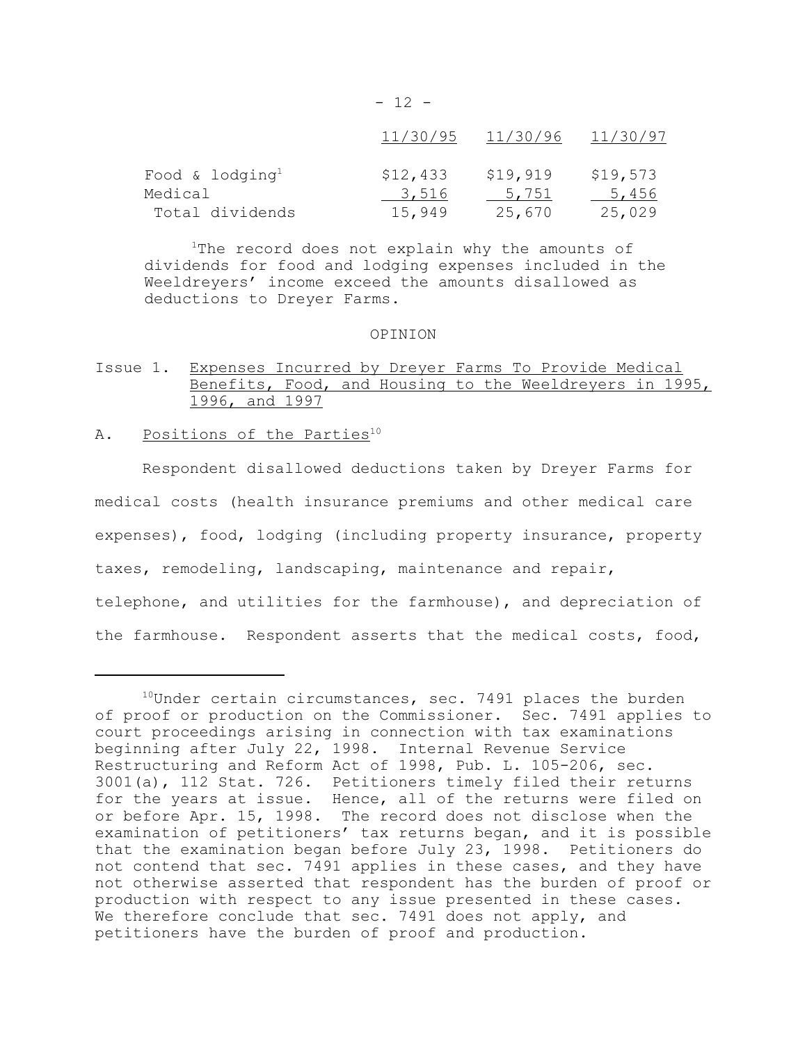| | 11/30/95 | 11/30/96 | 11/30/97 |
|---|---|---|---|
| Food & lodging[1] | $12,433 | $19,919 | $19,573 |
| Medical | 3,516 | 5,751 | 5,456 |
| Total dividends | 15,949 | 25,670 | 25,029 |

[1]The record does not explain why the amounts of dividends for food and lodging expenses included in the Weeldreyers' income exceed the amounts disallowed as deductions to Dreyer Farms.

## OPINION

### Issue 1. Expenses Incurred by Dreyer Farms To Provide Medical Benefits, Food, and Housing to the Weeldreyers in 1995, 1996, and 1997

#### A. Positions of the Parties[10]

Respondent disallowed deductions taken by Dreyer Farms for medical costs (health insurance premiums and other medical care expenses), food, lodging (including property insurance, property taxes, remodeling, landscaping, maintenance and repair, telephone, and utilities for the farmhouse), and depreciation of the farmhouse. Respondent asserts that the medical costs, food,

[10]Under certain circumstances, sec. 7491 places the burden of proof or production on the Commissioner. Sec. 7491 applies to court proceedings arising in connection with tax examinations beginning after July 22, 1998. Internal Revenue Service Restructuring and Reform Act of 1998, Pub. L. 105-206, sec. 3001(a), 112 Stat. 726. Petitioners timely filed their returns for the years at issue. Hence, all of the returns were filed on or before Apr. 15, 1998. The record does not disclose when the examination of petitioners' tax returns began, and it is possible that the examination began before July 23, 1998. Petitioners do not contend that sec. 7491 applies in these cases, and they have not otherwise asserted that respondent has the burden of proof or production with respect to any issue presented in these cases. We therefore conclude that sec. 7491 does not apply, and petitioners have the burden of proof and production.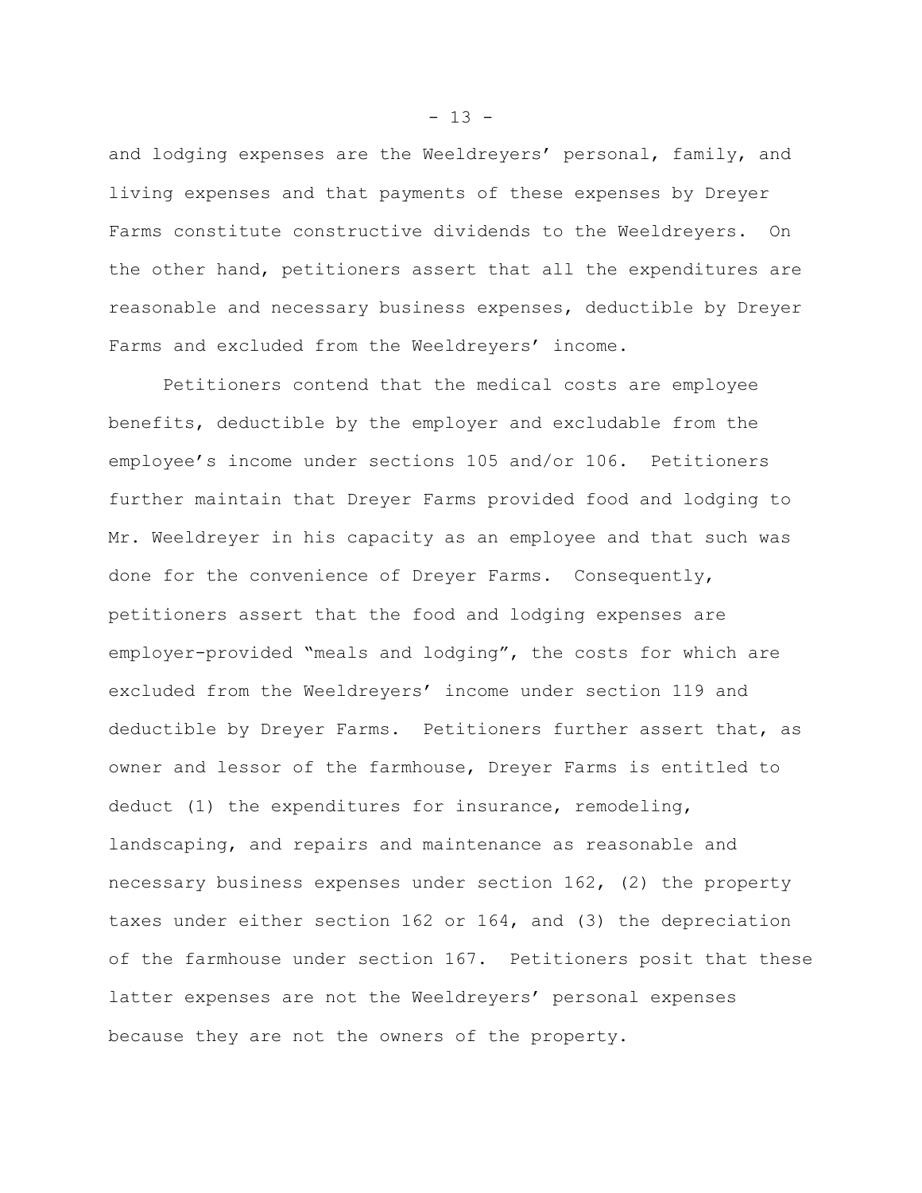and lodging expenses are the Weeldreyers' personal, family, and living expenses and that payments of these expenses by Dreyer Farms constitute constructive dividends to the Weeldreyers. On the other hand, petitioners assert that all the expenditures are reasonable and necessary business expenses, deductible by Dreyer Farms and excluded from the Weeldreyers' income.

Petitioners contend that the medical costs are employee benefits, deductible by the employer and excludable from the employee's income under sections 105 and/or 106. Petitioners further maintain that Dreyer Farms provided food and lodging to Mr. Weeldreyer in his capacity as an employee and that such was done for the convenience of Dreyer Farms. Consequently, petitioners assert that the food and lodging expenses are employer-provided "meals and lodging", the costs for which are excluded from the Weeldreyers' income under section 119 and deductible by Dreyer Farms. Petitioners further assert that, as owner and lessor of the farmhouse, Dreyer Farms is entitled to deduct (1) the expenditures for insurance, remodeling, landscaping, and repairs and maintenance as reasonable and necessary business expenses under section 162, (2) the property taxes under either section 162 or 164, and (3) the depreciation of the farmhouse under section 167. Petitioners posit that these latter expenses are not the Weeldreyers' personal expenses because they are not the owners of the property.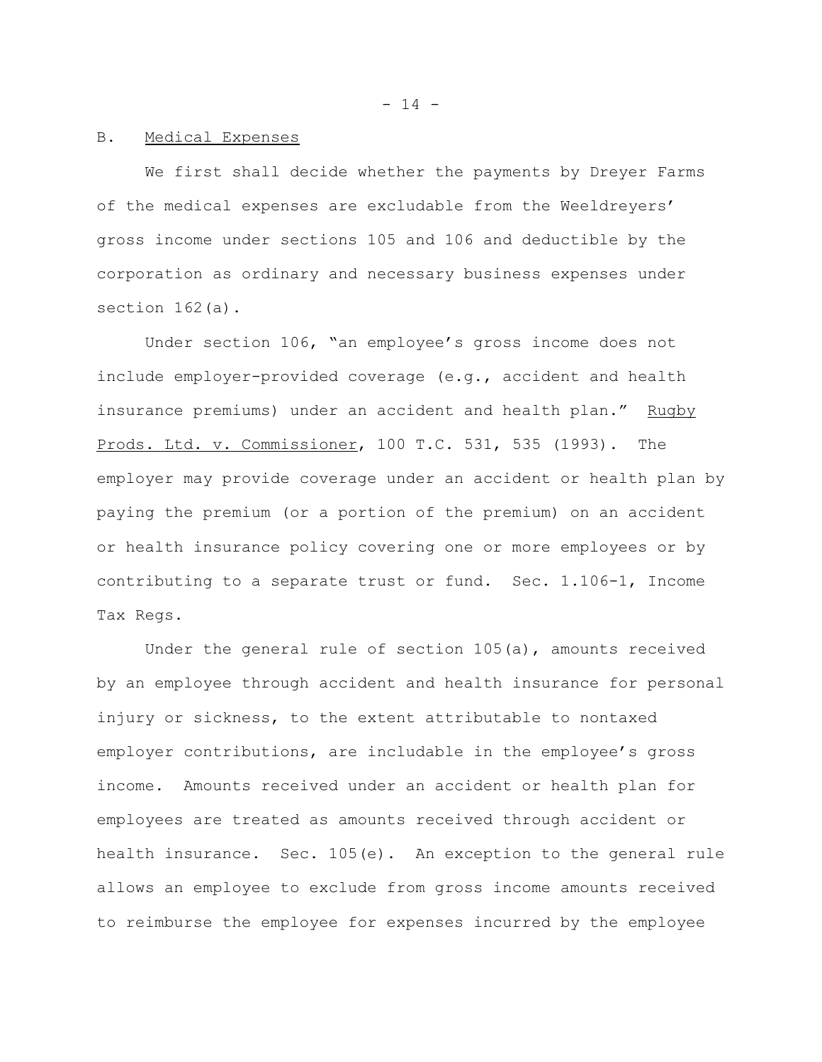B. <u>Medical Expenses</u>

We first shall decide whether the payments by Dreyer Farms of the medical expenses are excludable from the Weeldreyers' gross income under sections 105 and 106 and deductible by the corporation as ordinary and necessary business expenses under section 162(a).

Under section 106, "an employee's gross income does not include employer-provided coverage (e.g., accident and health insurance premiums) under an accident and health plan." <u>Rugby Prods. Ltd. v. Commissioner</u>, 100 T.C. 531, 535 (1993). The employer may provide coverage under an accident or health plan by paying the premium (or a portion of the premium) on an accident or health insurance policy covering one or more employees or by contributing to a separate trust or fund. Sec. 1.106-1, Income Tax Regs.

Under the general rule of section 105(a), amounts received by an employee through accident and health insurance for personal injury or sickness, to the extent attributable to nontaxed employer contributions, are includable in the employee's gross income. Amounts received under an accident or health plan for employees are treated as amounts received through accident or health insurance. Sec. 105(e). An exception to the general rule allows an employee to exclude from gross income amounts received to reimburse the employee for expenses incurred by the employee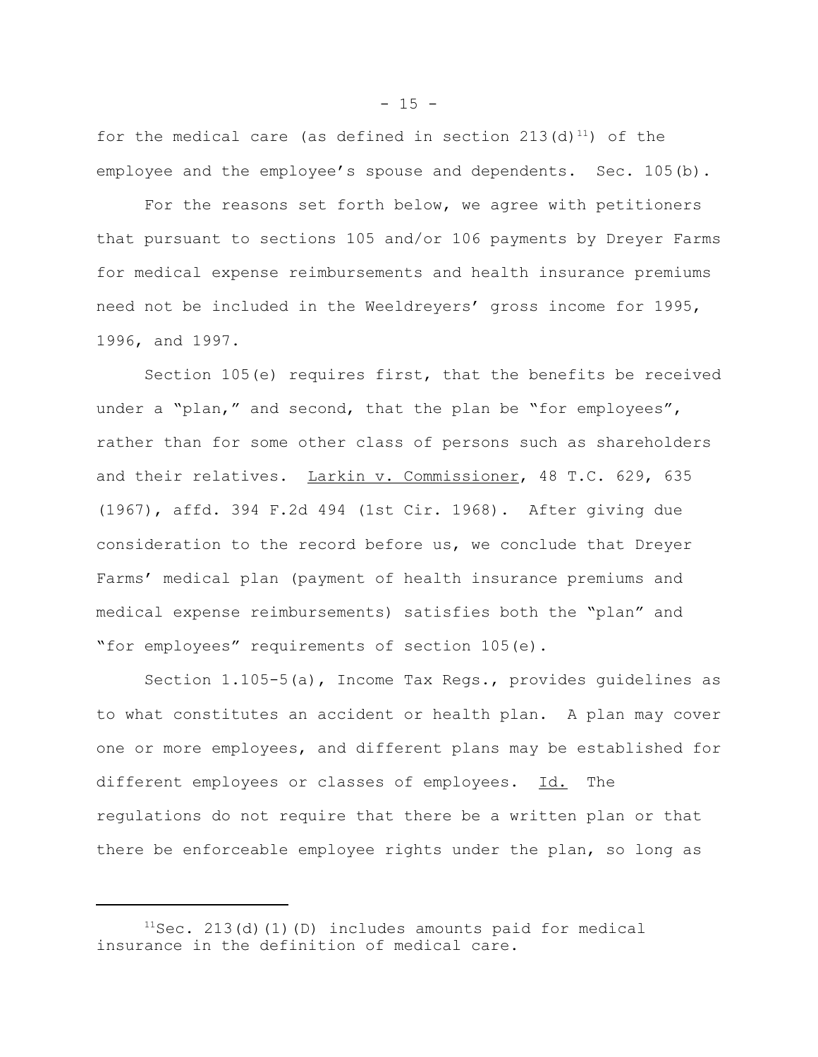for the medical care (as defined in section 213(d)[11]) of the employee and the employee's spouse and dependents. Sec. 105(b).

For the reasons set forth below, we agree with petitioners that pursuant to sections 105 and/or 106 payments by Dreyer Farms for medical expense reimbursements and health insurance premiums need not be included in the Weeldreyers' gross income for 1995, 1996, and 1997.

Section 105(e) requires first, that the benefits be received under a "plan," and second, that the plan be "for employees", rather than for some other class of persons such as shareholders and their relatives. Larkin v. Commissioner, 48 T.C. 629, 635 (1967), affd. 394 F.2d 494 (1st Cir. 1968). After giving due consideration to the record before us, we conclude that Dreyer Farms' medical plan (payment of health insurance premiums and medical expense reimbursements) satisfies both the "plan" and "for employees" requirements of section 105(e).

Section 1.105-5(a), Income Tax Regs., provides guidelines as to what constitutes an accident or health plan. A plan may cover one or more employees, and different plans may be established for different employees or classes of employees. Id. The regulations do not require that there be a written plan or that there be enforceable employee rights under the plan, so long as

---

[11] Sec. 213(d)(1)(D) includes amounts paid for medical insurance in the definition of medical care.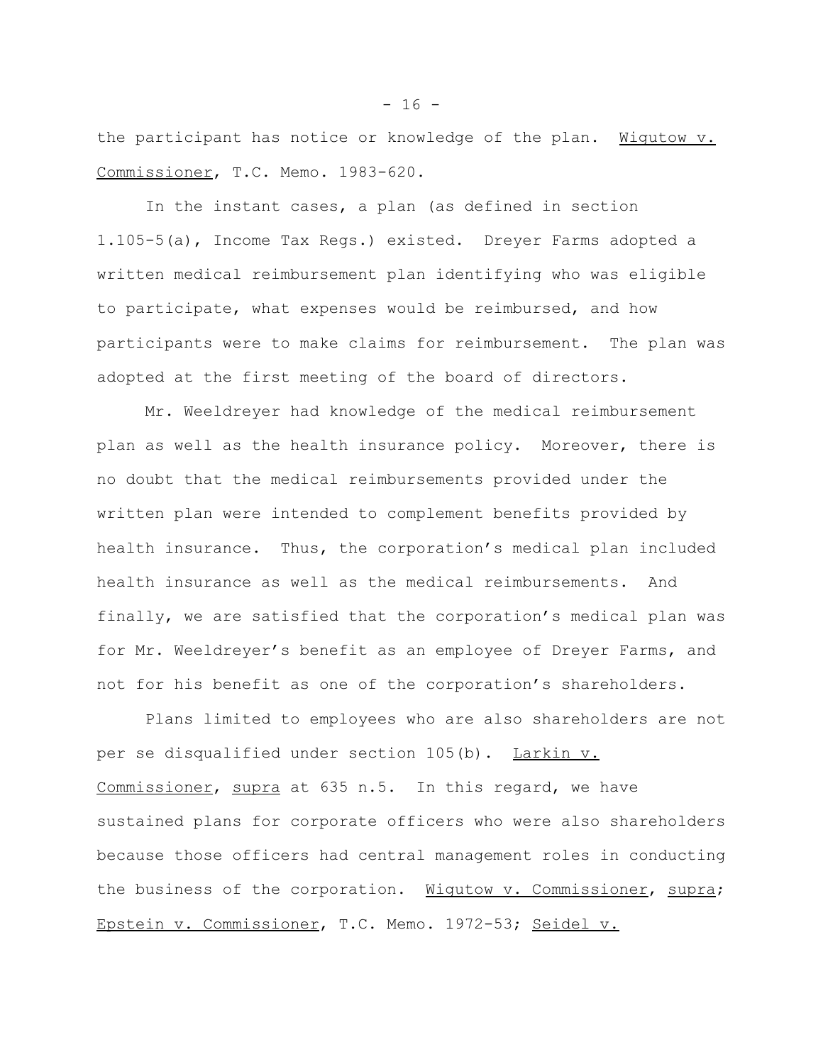the participant has notice or knowledge of the plan. Wigutow v. Commissioner, T.C. Memo. 1983-620.

In the instant cases, a plan (as defined in section 1.105-5(a), Income Tax Regs.) existed. Dreyer Farms adopted a written medical reimbursement plan identifying who was eligible to participate, what expenses would be reimbursed, and how participants were to make claims for reimbursement. The plan was adopted at the first meeting of the board of directors.

Mr. Weeldreyer had knowledge of the medical reimbursement plan as well as the health insurance policy. Moreover, there is no doubt that the medical reimbursements provided under the written plan were intended to complement benefits provided by health insurance. Thus, the corporation's medical plan included health insurance as well as the medical reimbursements. And finally, we are satisfied that the corporation's medical plan was for Mr. Weeldreyer's benefit as an employee of Dreyer Farms, and not for his benefit as one of the corporation's shareholders.

Plans limited to employees who are also shareholders are not per se disqualified under section 105(b). Larkin v. Commissioner, supra at 635 n.5. In this regard, we have sustained plans for corporate officers who were also shareholders because those officers had central management roles in conducting the business of the corporation. Wigutow v. Commissioner, supra; Epstein v. Commissioner, T.C. Memo. 1972-53; Seidel v.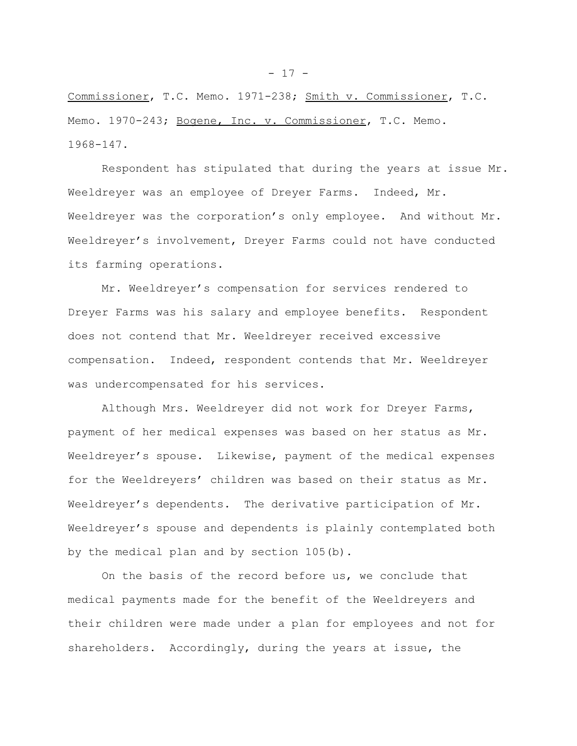Commissioner, T.C. Memo. 1971-238; Smith v. Commissioner, T.C. Memo. 1970-243; Bogene, Inc. v. Commissioner, T.C. Memo. 1968-147.

Respondent has stipulated that during the years at issue Mr. Weeldreyer was an employee of Dreyer Farms. Indeed, Mr. Weeldreyer was the corporation's only employee. And without Mr. Weeldreyer's involvement, Dreyer Farms could not have conducted its farming operations.

Mr. Weeldreyer's compensation for services rendered to Dreyer Farms was his salary and employee benefits. Respondent does not contend that Mr. Weeldreyer received excessive compensation. Indeed, respondent contends that Mr. Weeldreyer was undercompensated for his services.

Although Mrs. Weeldreyer did not work for Dreyer Farms, payment of her medical expenses was based on her status as Mr. Weeldreyer's spouse. Likewise, payment of the medical expenses for the Weeldreyers' children was based on their status as Mr. Weeldreyer's dependents. The derivative participation of Mr. Weeldreyer's spouse and dependents is plainly contemplated both by the medical plan and by section 105(b).

On the basis of the record before us, we conclude that medical payments made for the benefit of the Weeldreyers and their children were made under a plan for employees and not for shareholders. Accordingly, during the years at issue, the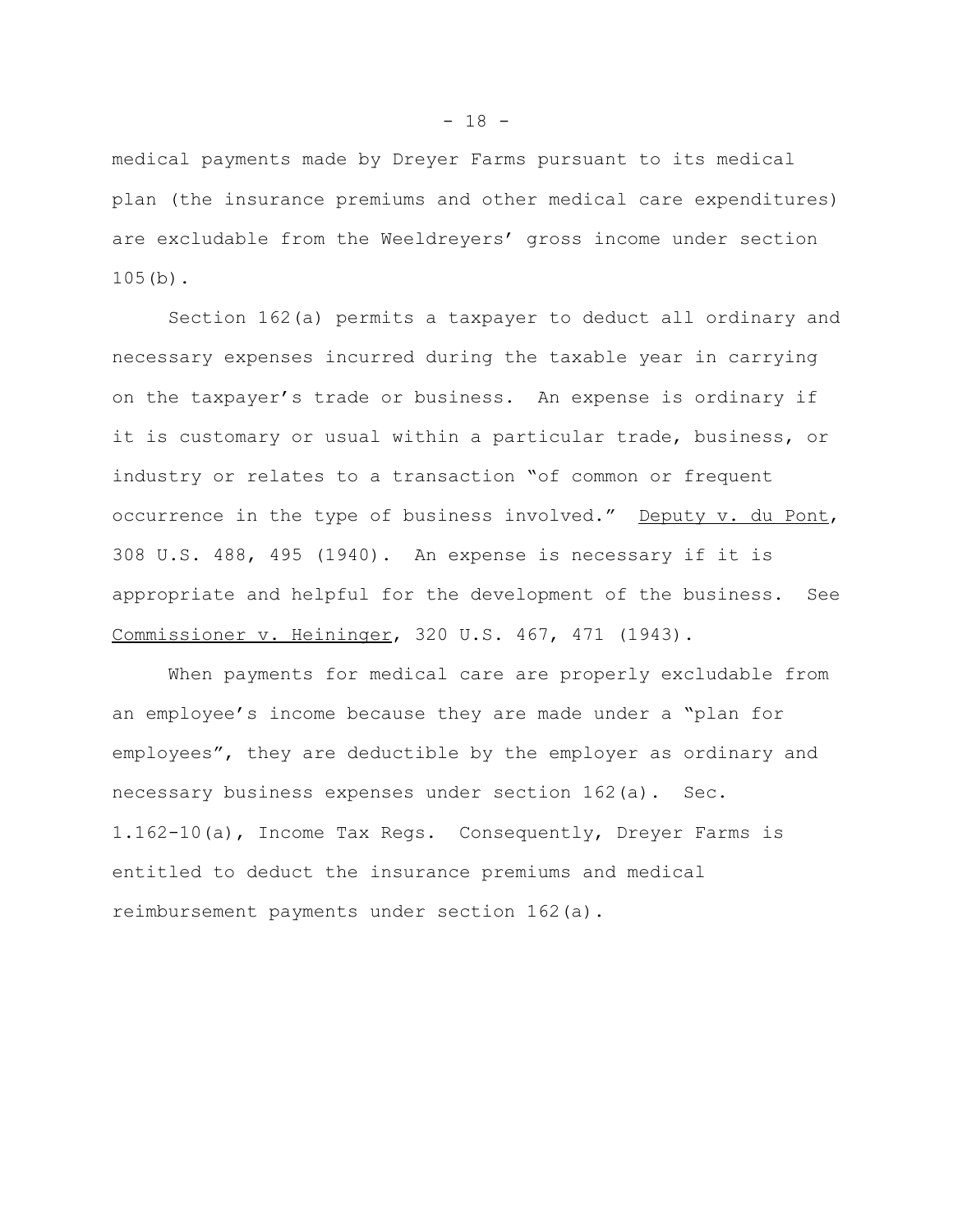medical payments made by Dreyer Farms pursuant to its medical plan (the insurance premiums and other medical care expenditures) are excludable from the Weeldreyers' gross income under section 105(b).

Section 162(a) permits a taxpayer to deduct all ordinary and necessary expenses incurred during the taxable year in carrying on the taxpayer's trade or business. An expense is ordinary if it is customary or usual within a particular trade, business, or industry or relates to a transaction "of common or frequent occurrence in the type of business involved." Deputy v. du Pont, 308 U.S. 488, 495 (1940). An expense is necessary if it is appropriate and helpful for the development of the business. See Commissioner v. Heininger, 320 U.S. 467, 471 (1943).

When payments for medical care are properly excludable from an employee's income because they are made under a "plan for employees", they are deductible by the employer as ordinary and necessary business expenses under section 162(a). Sec. 1.162-10(a), Income Tax Regs. Consequently, Dreyer Farms is entitled to deduct the insurance premiums and medical reimbursement payments under section 162(a).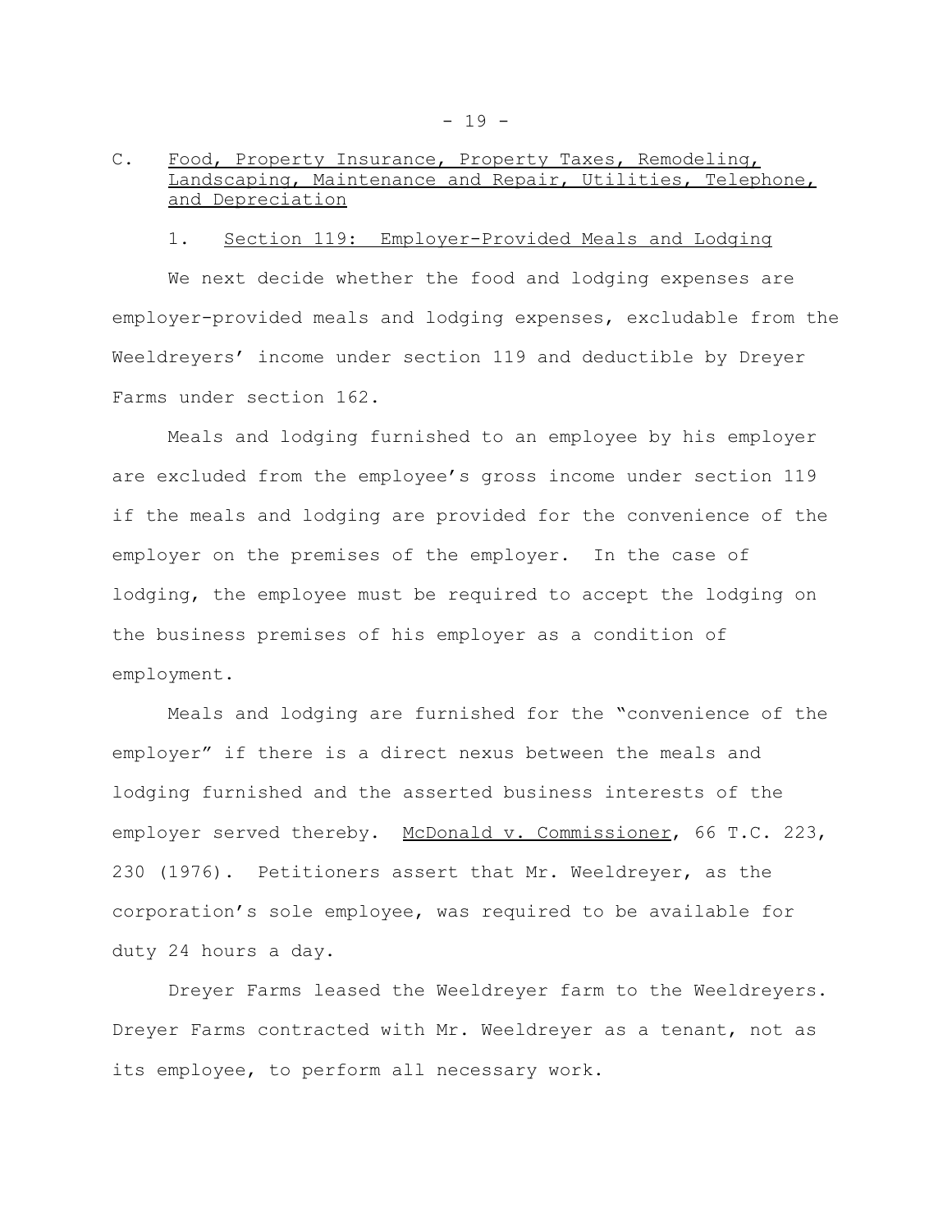## C. Food, Property Insurance, Property Taxes, Remodeling, Landscaping, Maintenance and Repair, Utilities, Telephone, and Depreciation

### 1. Section 119: Employer-Provided Meals and Lodging

We next decide whether the food and lodging expenses are employer-provided meals and lodging expenses, excludable from the Weeldreyers' income under section 119 and deductible by Dreyer Farms under section 162.

Meals and lodging furnished to an employee by his employer are excluded from the employee's gross income under section 119 if the meals and lodging are provided for the convenience of the employer on the premises of the employer. In the case of lodging, the employee must be required to accept the lodging on the business premises of his employer as a condition of employment.

Meals and lodging are furnished for the "convenience of the employer" if there is a direct nexus between the meals and lodging furnished and the asserted business interests of the employer served thereby. McDonald v. Commissioner, 66 T.C. 223, 230 (1976). Petitioners assert that Mr. Weeldreyer, as the corporation's sole employee, was required to be available for duty 24 hours a day.

Dreyer Farms leased the Weeldreyer farm to the Weeldreyers. Dreyer Farms contracted with Mr. Weeldreyer as a tenant, not as its employee, to perform all necessary work.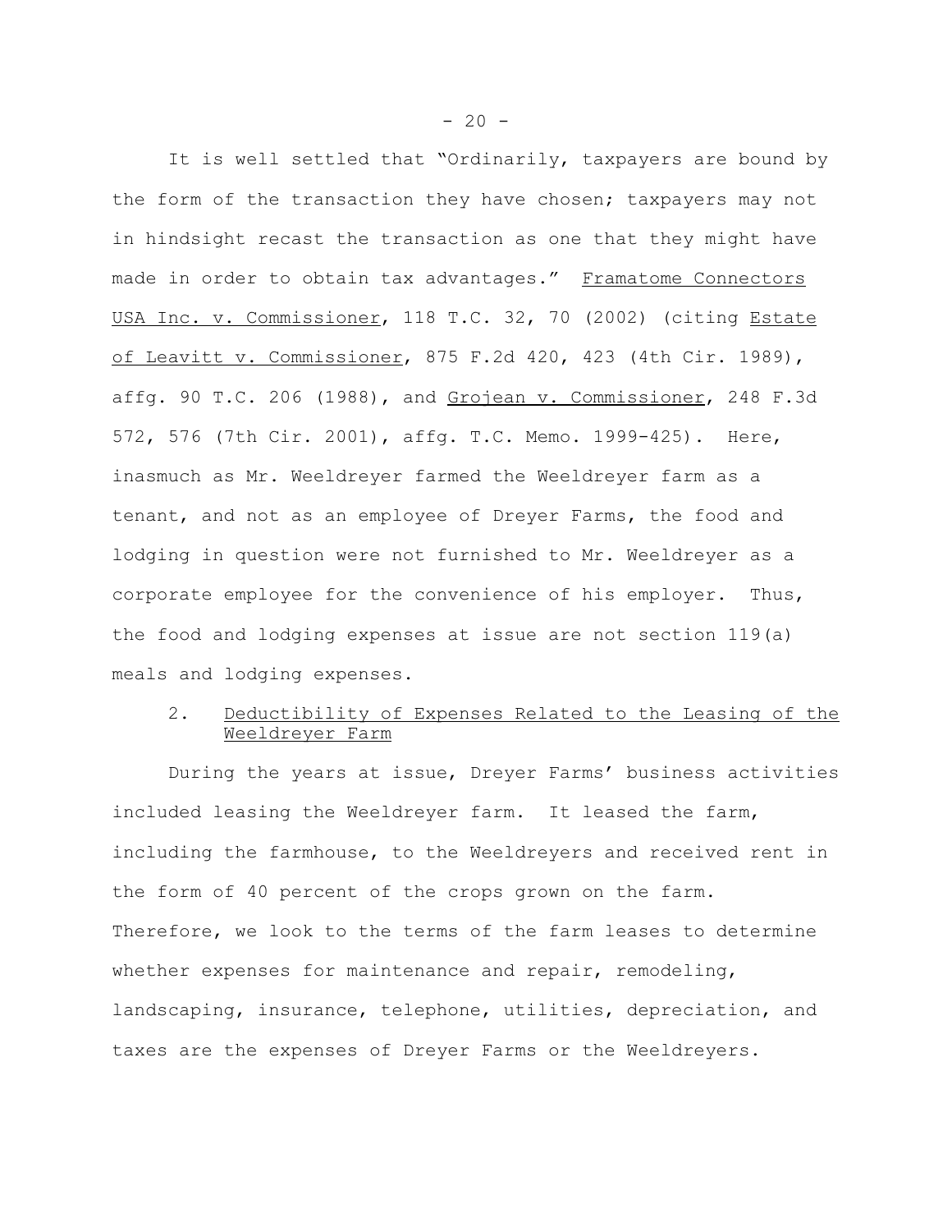It is well settled that "Ordinarily, taxpayers are bound by the form of the transaction they have chosen; taxpayers may not in hindsight recast the transaction as one that they might have made in order to obtain tax advantages." Framatome Connectors USA Inc. v. Commissioner, 118 T.C. 32, 70 (2002) (citing Estate of Leavitt v. Commissioner, 875 F.2d 420, 423 (4th Cir. 1989), affg. 90 T.C. 206 (1988), and Grojean v. Commissioner, 248 F.3d 572, 576 (7th Cir. 2001), affg. T.C. Memo. 1999-425). Here, inasmuch as Mr. Weeldreyer farmed the Weeldreyer farm as a tenant, and not as an employee of Dreyer Farms, the food and lodging in question were not furnished to Mr. Weeldreyer as a corporate employee for the convenience of his employer. Thus, the food and lodging expenses at issue are not section 119(a) meals and lodging expenses.

2. Deductibility of Expenses Related to the Leasing of the Weeldreyer Farm

During the years at issue, Dreyer Farms' business activities included leasing the Weeldreyer farm. It leased the farm, including the farmhouse, to the Weeldreyers and received rent in the form of 40 percent of the crops grown on the farm. Therefore, we look to the terms of the farm leases to determine whether expenses for maintenance and repair, remodeling, landscaping, insurance, telephone, utilities, depreciation, and taxes are the expenses of Dreyer Farms or the Weeldreyers.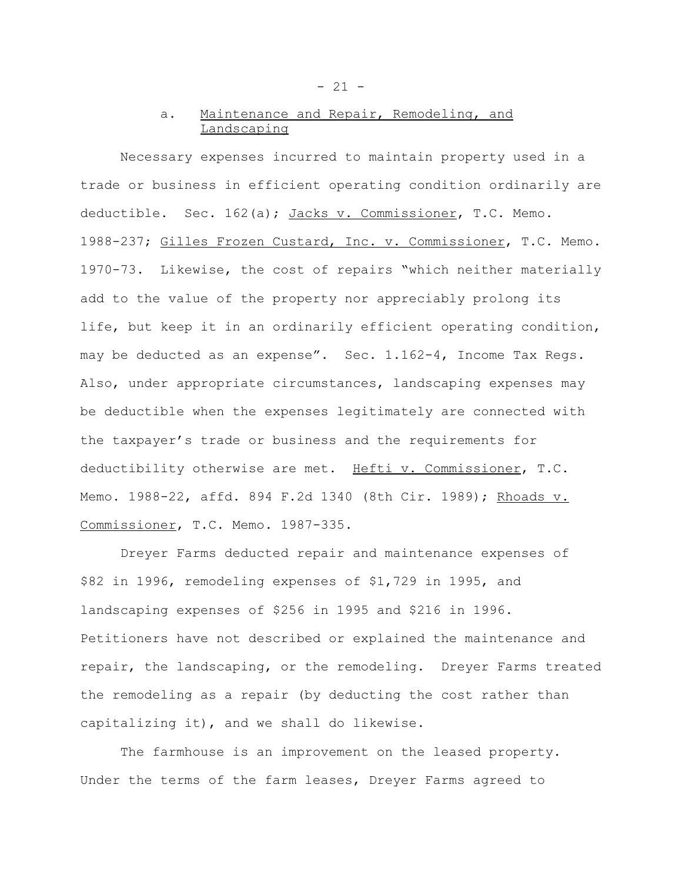### a. Maintenance and Repair, Remodeling, and Landscaping

Necessary expenses incurred to maintain property used in a trade or business in efficient operating condition ordinarily are deductible. Sec. 162(a); Jacks v. Commissioner, T.C. Memo. 1988-237; Gilles Frozen Custard, Inc. v. Commissioner, T.C. Memo. 1970-73. Likewise, the cost of repairs "which neither materially add to the value of the property nor appreciably prolong its life, but keep it in an ordinarily efficient operating condition, may be deducted as an expense". Sec. 1.162-4, Income Tax Regs. Also, under appropriate circumstances, landscaping expenses may be deductible when the expenses legitimately are connected with the taxpayer's trade or business and the requirements for deductibility otherwise are met. Hefti v. Commissioner, T.C. Memo. 1988-22, affd. 894 F.2d 1340 (8th Cir. 1989); Rhoads v. Commissioner, T.C. Memo. 1987-335.

Dreyer Farms deducted repair and maintenance expenses of $82 in 1996, remodeling expenses of $1,729 in 1995, and landscaping expenses of $256 in 1995 and $216 in 1996. Petitioners have not described or explained the maintenance and repair, the landscaping, or the remodeling. Dreyer Farms treated the remodeling as a repair (by deducting the cost rather than capitalizing it), and we shall do likewise.

The farmhouse is an improvement on the leased property. Under the terms of the farm leases, Dreyer Farms agreed to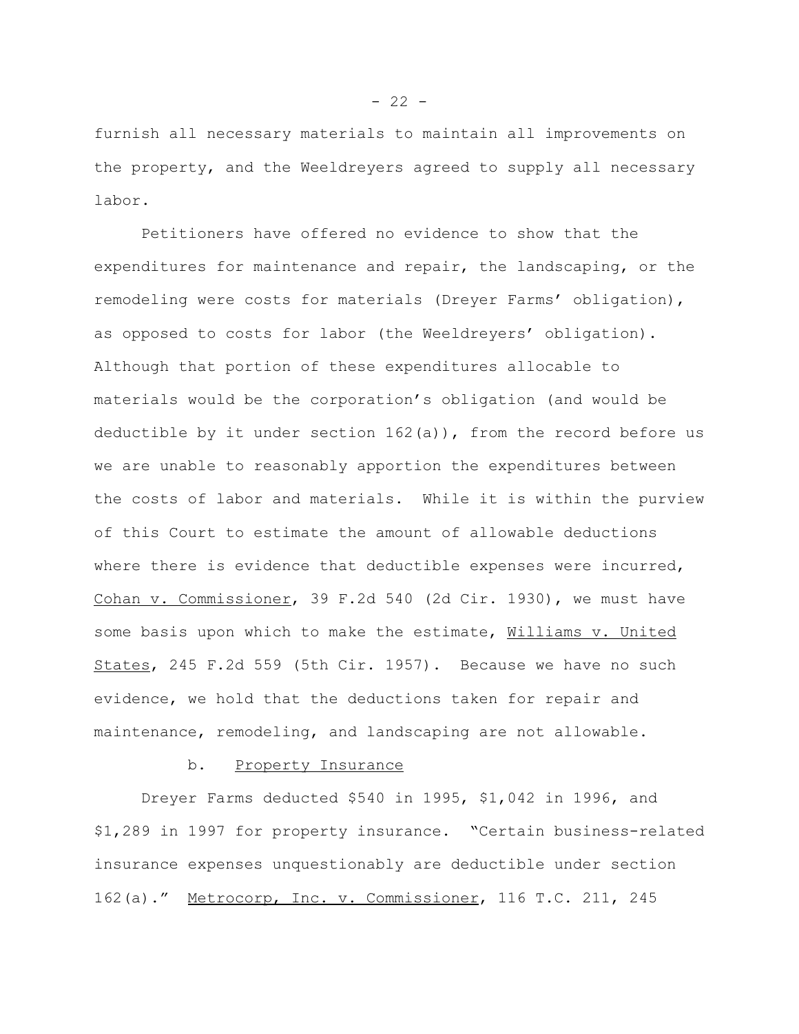furnish all necessary materials to maintain all improvements on the property, and the Weeldreyers agreed to supply all necessary labor.

Petitioners have offered no evidence to show that the expenditures for maintenance and repair, the landscaping, or the remodeling were costs for materials (Dreyer Farms' obligation), as opposed to costs for labor (the Weeldreyers' obligation). Although that portion of these expenditures allocable to materials would be the corporation's obligation (and would be deductible by it under section 162(a)), from the record before us we are unable to reasonably apportion the expenditures between the costs of labor and materials. While it is within the purview of this Court to estimate the amount of allowable deductions where there is evidence that deductible expenses were incurred, Cohan v. Commissioner, 39 F.2d 540 (2d Cir. 1930), we must have some basis upon which to make the estimate, Williams v. United States, 245 F.2d 559 (5th Cir. 1957). Because we have no such evidence, we hold that the deductions taken for repair and maintenance, remodeling, and landscaping are not allowable.

b. Property Insurance

Dreyer Farms deducted $540 in 1995, $1,042 in 1996, and $1,289 in 1997 for property insurance. "Certain business-related insurance expenses unquestionably are deductible under section 162(a)." Metrocorp, Inc. v. Commissioner, 116 T.C. 211, 245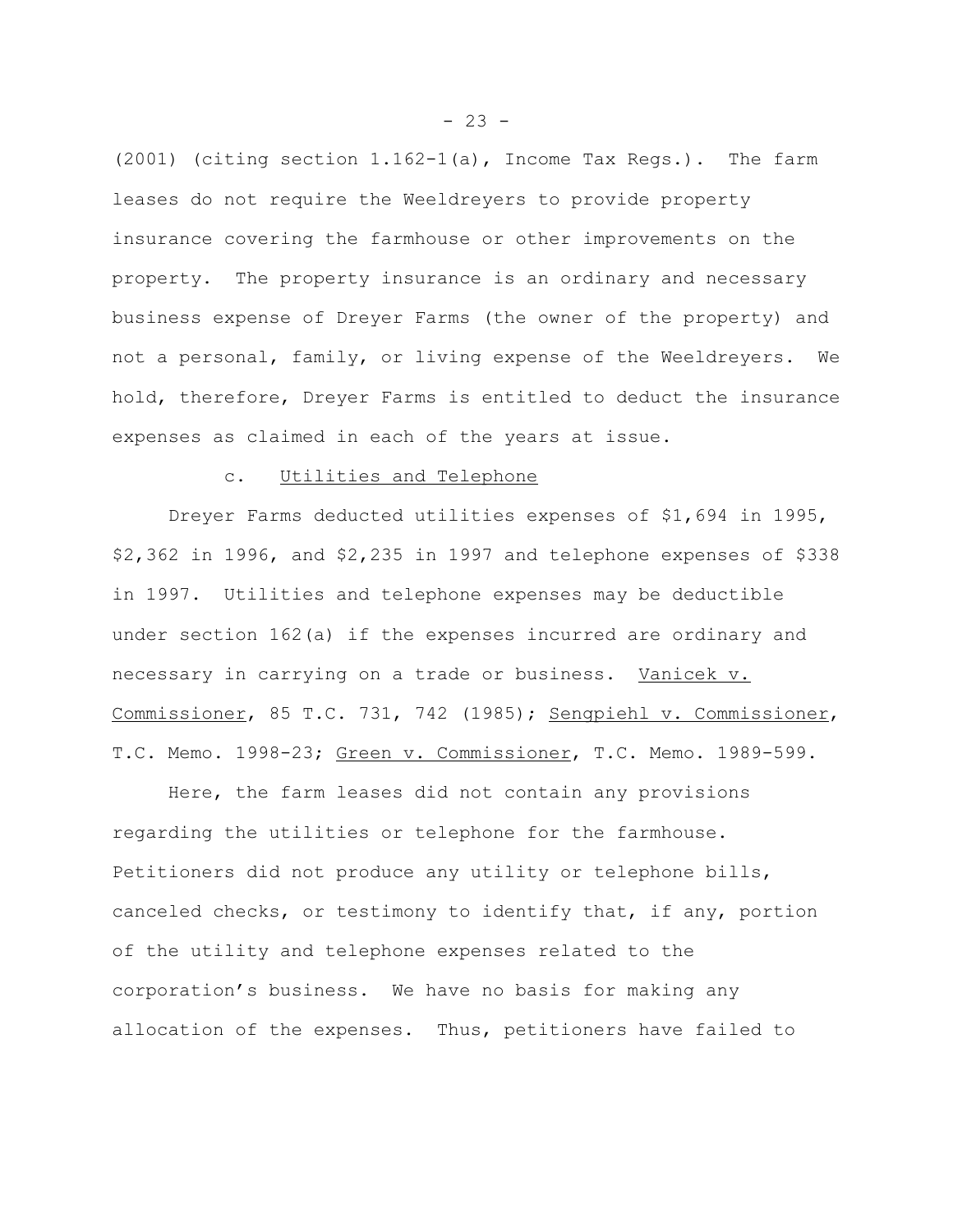(2001) (citing section 1.162-1(a), Income Tax Regs.). The farm leases do not require the Weeldreyers to provide property insurance covering the farmhouse or other improvements on the property. The property insurance is an ordinary and necessary business expense of Dreyer Farms (the owner of the property) and not a personal, family, or living expense of the Weeldreyers. We hold, therefore, Dreyer Farms is entitled to deduct the insurance expenses as claimed in each of the years at issue.

c. Utilities and Telephone

Dreyer Farms deducted utilities expenses of $1,694 in 1995, $2,362 in 1996, and $2,235 in 1997 and telephone expenses of $338 in 1997. Utilities and telephone expenses may be deductible under section 162(a) if the expenses incurred are ordinary and necessary in carrying on a trade or business. Vanicek v. Commissioner, 85 T.C. 731, 742 (1985); Sengpiehl v. Commissioner, T.C. Memo. 1998-23; Green v. Commissioner, T.C. Memo. 1989-599.

Here, the farm leases did not contain any provisions regarding the utilities or telephone for the farmhouse. Petitioners did not produce any utility or telephone bills, canceled checks, or testimony to identify that, if any, portion of the utility and telephone expenses related to the corporation's business. We have no basis for making any allocation of the expenses. Thus, petitioners have failed to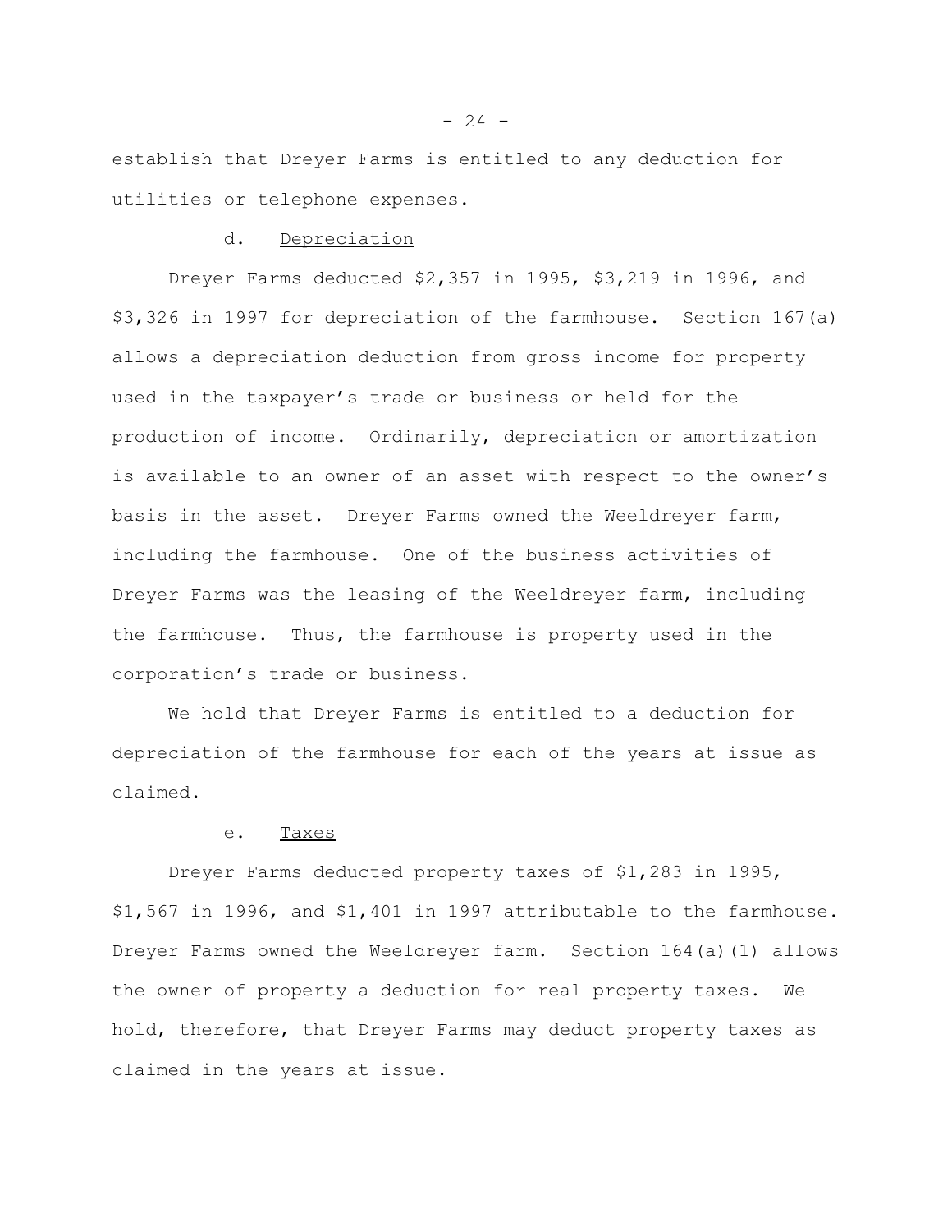establish that Dreyer Farms is entitled to any deduction for utilities or telephone expenses.

d. Depreciation

Dreyer Farms deducted $2,357 in 1995, $3,219 in 1996, and $3,326 in 1997 for depreciation of the farmhouse. Section 167(a) allows a depreciation deduction from gross income for property used in the taxpayer's trade or business or held for the production of income. Ordinarily, depreciation or amortization is available to an owner of an asset with respect to the owner's basis in the asset. Dreyer Farms owned the Weeldreyer farm, including the farmhouse. One of the business activities of Dreyer Farms was the leasing of the Weeldreyer farm, including the farmhouse. Thus, the farmhouse is property used in the corporation's trade or business.

We hold that Dreyer Farms is entitled to a deduction for depreciation of the farmhouse for each of the years at issue as claimed.

e. Taxes

Dreyer Farms deducted property taxes of $1,283 in 1995, $1,567 in 1996, and $1,401 in 1997 attributable to the farmhouse. Dreyer Farms owned the Weeldreyer farm. Section 164(a)(1) allows the owner of property a deduction for real property taxes. We hold, therefore, that Dreyer Farms may deduct property taxes as claimed in the years at issue.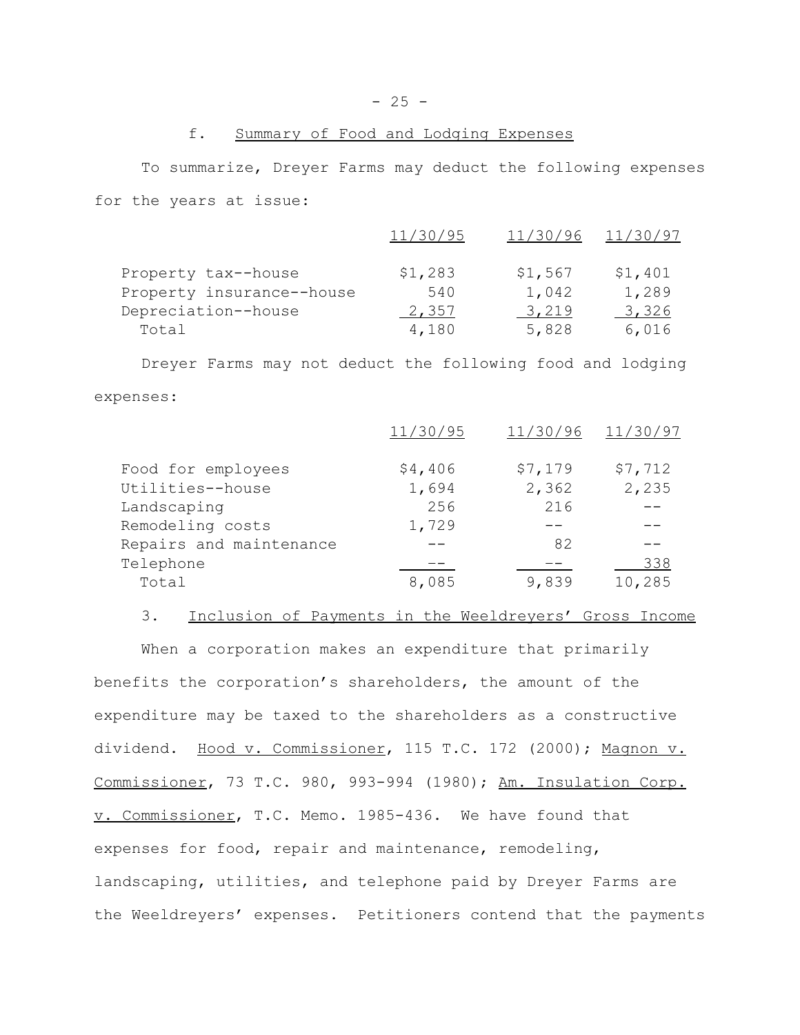#### f. Summary of Food and Lodging Expenses

To summarize, Dreyer Farms may deduct the following expenses for the years at issue:

| | 11/30/95 | 11/30/96 | 11/30/97 |
|---|---|---|---|
| Property tax--house | $1,283 | $1,567 | $1,401 |
| Property insurance--house | 540 | 1,042 | 1,289 |
| Depreciation--house | 2,357 | 3,219 | 3,326 |
| Total | 4,180 | 5,828 | 6,016 |

Dreyer Farms may not deduct the following food and lodging expenses:

| | 11/30/95 | 11/30/96 | 11/30/97 |
|---|---|---|---|
| Food for employees | $4,406 | $7,179 | $7,712 |
| Utilities--house | 1,694 | 2,362 | 2,235 |
| Landscaping | 256 | 216 | -- |
| Remodeling costs | 1,729 | -- | -- |
| Repairs and maintenance | -- | 82 | -- |
| Telephone | -- | -- | 338 |
| Total | 8,085 | 9,839 | 10,285 |

### 3. Inclusion of Payments in the Weeldreyers' Gross Income

When a corporation makes an expenditure that primarily benefits the corporation's shareholders, the amount of the expenditure may be taxed to the shareholders as a constructive dividend. Hood v. Commissioner, 115 T.C. 172 (2000); Magnon v. Commissioner, 73 T.C. 980, 993-994 (1980); Am. Insulation Corp. v. Commissioner, T.C. Memo. 1985-436. We have found that expenses for food, repair and maintenance, remodeling, landscaping, utilities, and telephone paid by Dreyer Farms are the Weeldreyers' expenses. Petitioners contend that the payments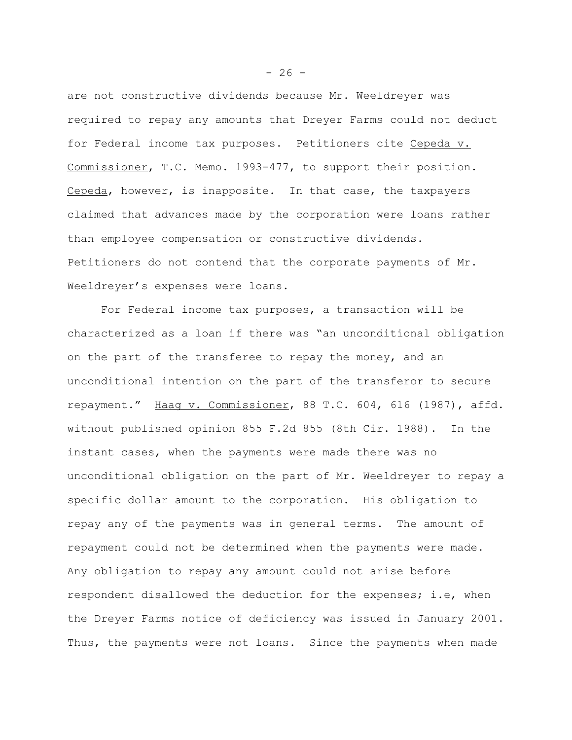are not constructive dividends because Mr. Weeldreyer was required to repay any amounts that Dreyer Farms could not deduct for Federal income tax purposes. Petitioners cite Cepeda v. Commissioner, T.C. Memo. 1993-477, to support their position. Cepeda, however, is inapposite. In that case, the taxpayers claimed that advances made by the corporation were loans rather than employee compensation or constructive dividends. Petitioners do not contend that the corporate payments of Mr. Weeldreyer's expenses were loans.

For Federal income tax purposes, a transaction will be characterized as a loan if there was "an unconditional obligation on the part of the transferee to repay the money, and an unconditional intention on the part of the transferor to secure repayment." Haag v. Commissioner, 88 T.C. 604, 616 (1987), affd. without published opinion 855 F.2d 855 (8th Cir. 1988). In the instant cases, when the payments were made there was no unconditional obligation on the part of Mr. Weeldreyer to repay a specific dollar amount to the corporation. His obligation to repay any of the payments was in general terms. The amount of repayment could not be determined when the payments were made. Any obligation to repay any amount could not arise before respondent disallowed the deduction for the expenses; i.e, when the Dreyer Farms notice of deficiency was issued in January 2001. Thus, the payments were not loans. Since the payments when made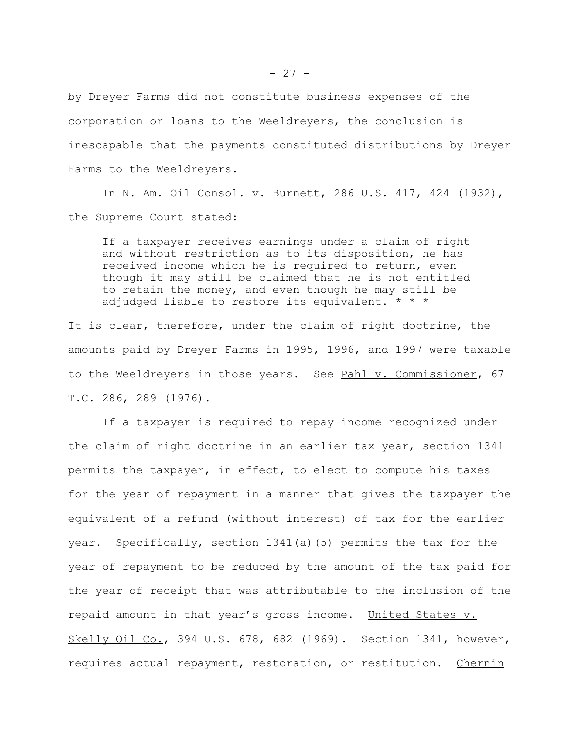by Dreyer Farms did not constitute business expenses of the corporation or loans to the Weeldreyers, the conclusion is inescapable that the payments constituted distributions by Dreyer Farms to the Weeldreyers.

In N. Am. Oil Consol. v. Burnett, 286 U.S. 417, 424 (1932), the Supreme Court stated:

> If a taxpayer receives earnings under a claim of right and without restriction as to its disposition, he has received income which he is required to return, even though it may still be claimed that he is not entitled to retain the money, and even though he may still be adjudged liable to restore its equivalent. * * *

It is clear, therefore, under the claim of right doctrine, the amounts paid by Dreyer Farms in 1995, 1996, and 1997 were taxable to the Weeldreyers in those years. See Pahl v. Commissioner, 67 T.C. 286, 289 (1976).

If a taxpayer is required to repay income recognized under the claim of right doctrine in an earlier tax year, section 1341 permits the taxpayer, in effect, to elect to compute his taxes for the year of repayment in a manner that gives the taxpayer the equivalent of a refund (without interest) of tax for the earlier year. Specifically, section 1341(a)(5) permits the tax for the year of repayment to be reduced by the amount of the tax paid for the year of receipt that was attributable to the inclusion of the repaid amount in that year's gross income. United States v. Skelly Oil Co., 394 U.S. 678, 682 (1969). Section 1341, however, requires actual repayment, restoration, or restitution. Chernin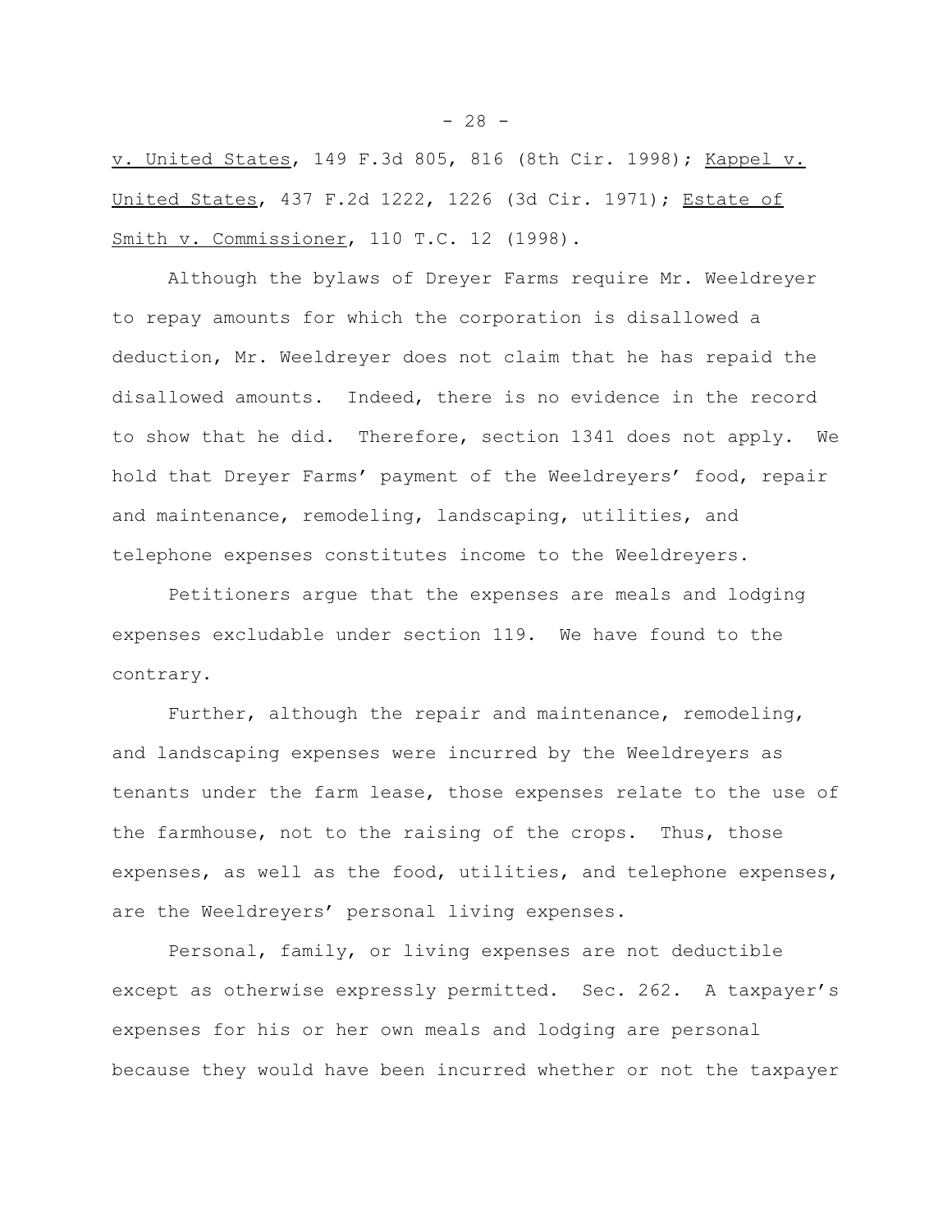v. United States, 149 F.3d 805, 816 (8th Cir. 1998); Kappel v. United States, 437 F.2d 1222, 1226 (3d Cir. 1971); Estate of Smith v. Commissioner, 110 T.C. 12 (1998).

Although the bylaws of Dreyer Farms require Mr. Weeldreyer to repay amounts for which the corporation is disallowed a deduction, Mr. Weeldreyer does not claim that he has repaid the disallowed amounts. Indeed, there is no evidence in the record to show that he did. Therefore, section 1341 does not apply. We hold that Dreyer Farms' payment of the Weeldreyers' food, repair and maintenance, remodeling, landscaping, utilities, and telephone expenses constitutes income to the Weeldreyers.

Petitioners argue that the expenses are meals and lodging expenses excludable under section 119. We have found to the contrary.

Further, although the repair and maintenance, remodeling, and landscaping expenses were incurred by the Weeldreyers as tenants under the farm lease, those expenses relate to the use of the farmhouse, not to the raising of the crops. Thus, those expenses, as well as the food, utilities, and telephone expenses, are the Weeldreyers' personal living expenses.

Personal, family, or living expenses are not deductible except as otherwise expressly permitted. Sec. 262. A taxpayer's expenses for his or her own meals and lodging are personal because they would have been incurred whether or not the taxpayer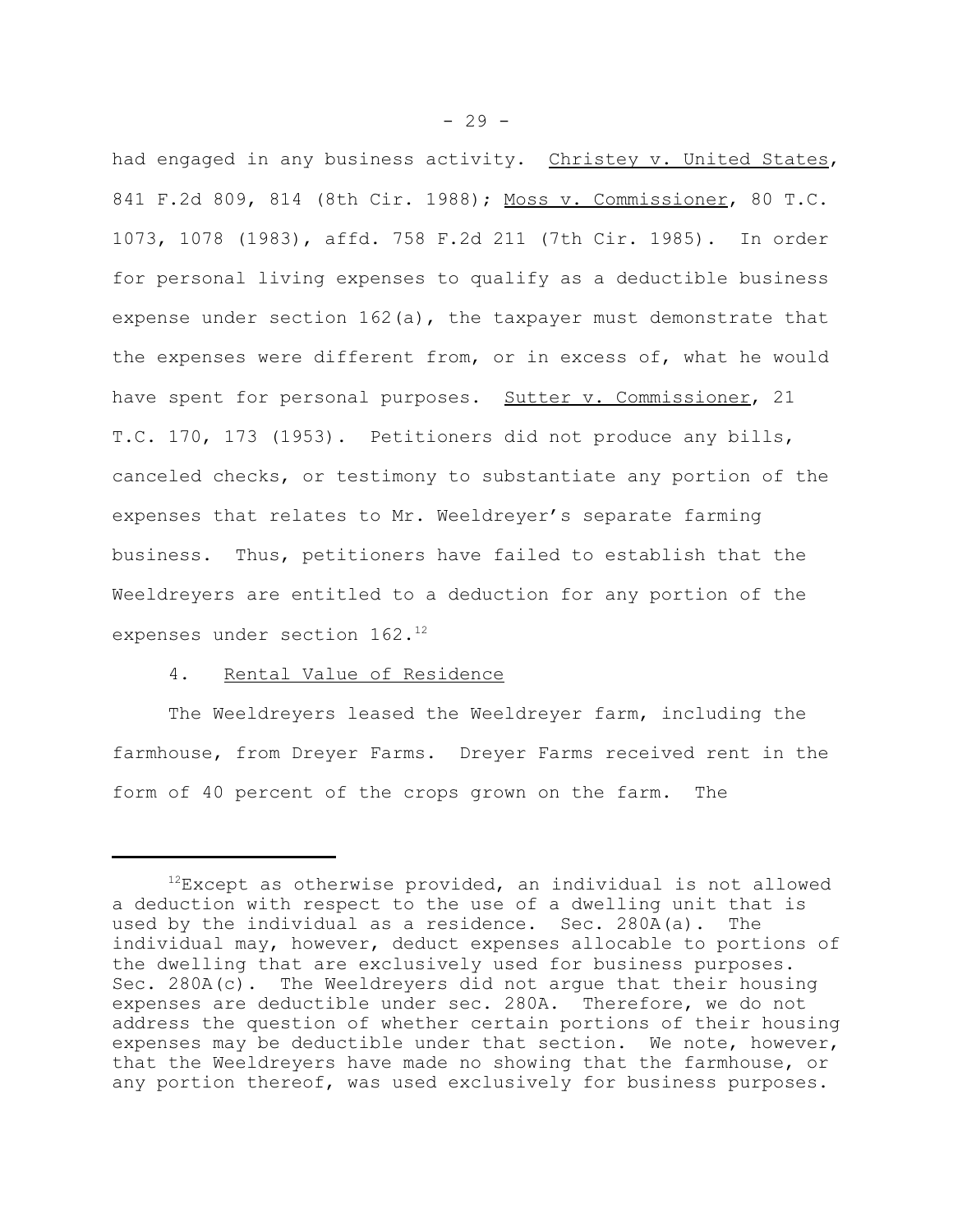had engaged in any business activity. Christey v. United States, 841 F.2d 809, 814 (8th Cir. 1988); Moss v. Commissioner, 80 T.C. 1073, 1078 (1983), affd. 758 F.2d 211 (7th Cir. 1985). In order for personal living expenses to qualify as a deductible business expense under section 162(a), the taxpayer must demonstrate that the expenses were different from, or in excess of, what he would have spent for personal purposes. Sutter v. Commissioner, 21 T.C. 170, 173 (1953). Petitioners did not produce any bills, canceled checks, or testimony to substantiate any portion of the expenses that relates to Mr. Weeldreyer's separate farming business. Thus, petitioners have failed to establish that the Weeldreyers are entitled to a deduction for any portion of the expenses under section 162.[12]

4. Rental Value of Residence

The Weeldreyers leased the Weeldreyer farm, including the farmhouse, from Dreyer Farms. Dreyer Farms received rent in the form of 40 percent of the crops grown on the farm. The

---

[12]Except as otherwise provided, an individual is not allowed a deduction with respect to the use of a dwelling unit that is used by the individual as a residence. Sec. 280A(a). The individual may, however, deduct expenses allocable to portions of the dwelling that are exclusively used for business purposes. Sec. 280A(c). The Weeldreyers did not argue that their housing expenses are deductible under sec. 280A. Therefore, we do not address the question of whether certain portions of their housing expenses may be deductible under that section. We note, however, that the Weeldreyers have made no showing that the farmhouse, or any portion thereof, was used exclusively for business purposes.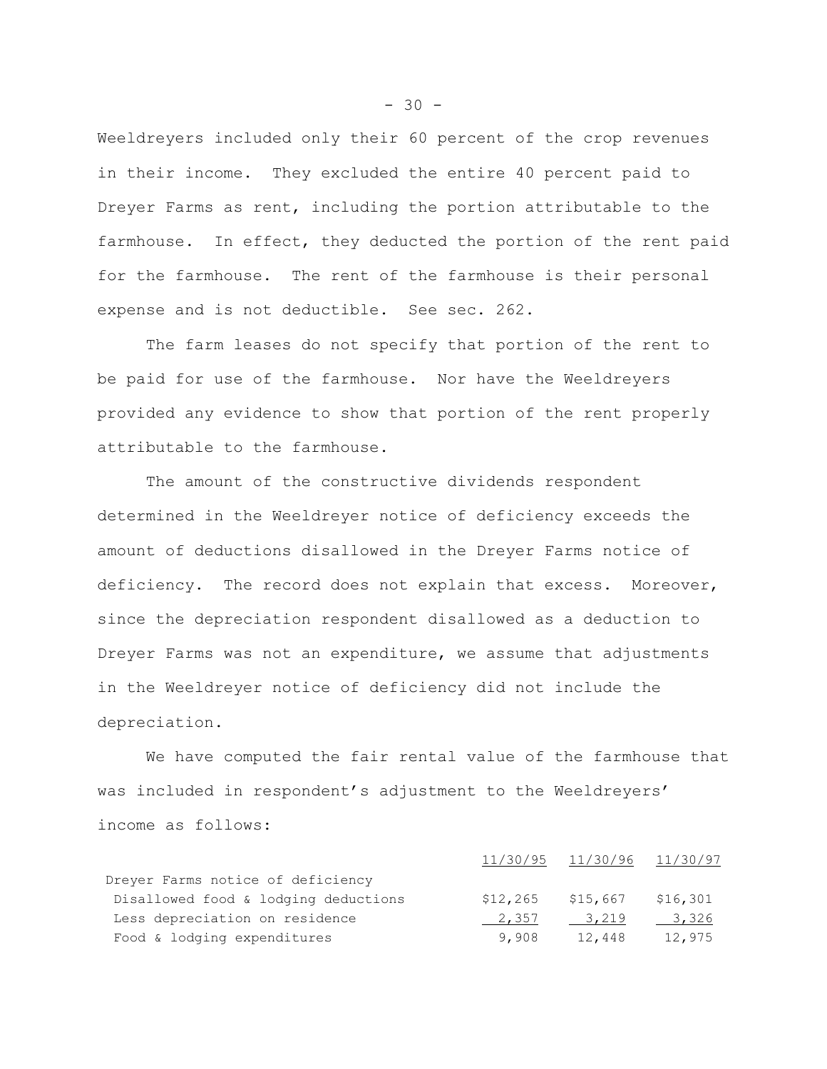Weeldreyers included only their 60 percent of the crop revenues in their income. They excluded the entire 40 percent paid to Dreyer Farms as rent, including the portion attributable to the farmhouse. In effect, they deducted the portion of the rent paid for the farmhouse. The rent of the farmhouse is their personal expense and is not deductible. See sec. 262.

The farm leases do not specify that portion of the rent to be paid for use of the farmhouse. Nor have the Weeldreyers provided any evidence to show that portion of the rent properly attributable to the farmhouse.

The amount of the constructive dividends respondent determined in the Weeldreyer notice of deficiency exceeds the amount of deductions disallowed in the Dreyer Farms notice of deficiency. The record does not explain that excess. Moreover, since the depreciation respondent disallowed as a deduction to Dreyer Farms was not an expenditure, we assume that adjustments in the Weeldreyer notice of deficiency did not include the depreciation.

We have computed the fair rental value of the farmhouse that was included in respondent's adjustment to the Weeldreyers' income as follows:

| | 11/30/95 | 11/30/96 | 11/30/97 |
|---|---|---|---|
| Dreyer Farms notice of deficiency | | | |
| Disallowed food & lodging deductions | $12,265 | $15,667 | $16,301 |
| Less depreciation on residence | 2,357 | 3,219 | 3,326 |
| Food & lodging expenditures | 9,908 | 12,448 | 12,975 |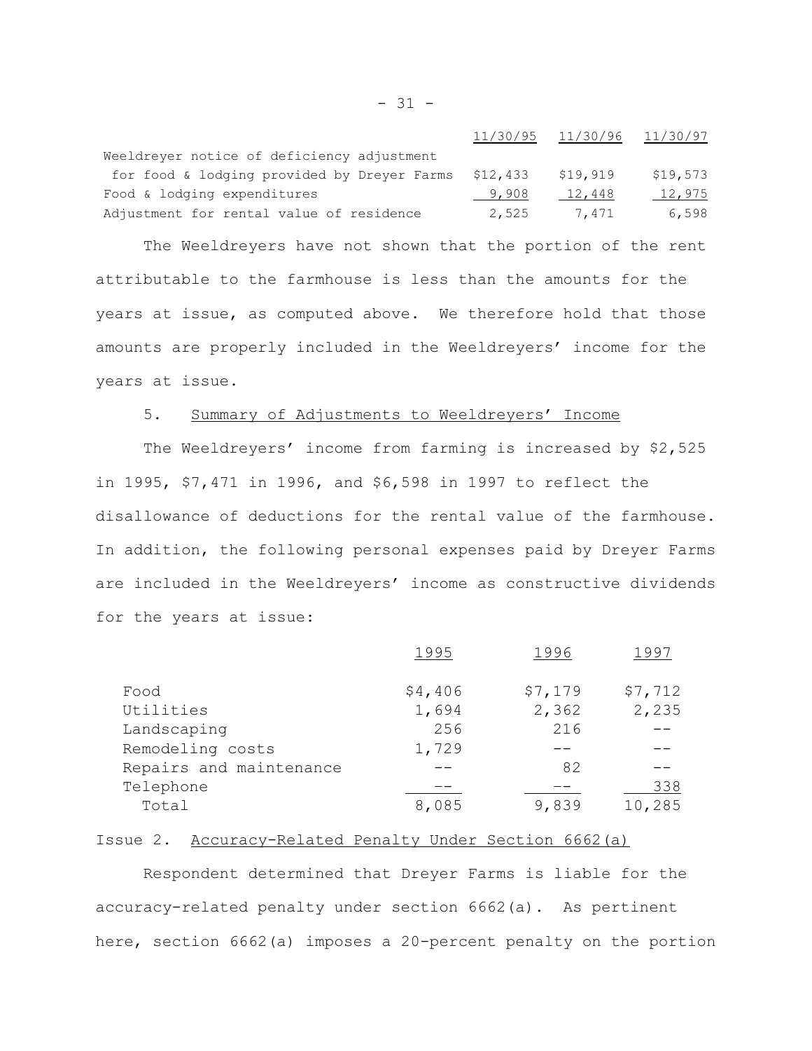| | 11/30/95 | 11/30/96 | 11/30/97 |
|---|---|---|---|
| Weeldreyer notice of deficiency adjustment for food & lodging provided by Dreyer Farms | $12,433 | $19,919 | $19,573 |
| Food & lodging expenditures | 9,908 | 12,448 | 12,975 |
| Adjustment for rental value of residence | 2,525 | 7,471 | 6,598 |

The Weeldreyers have not shown that the portion of the rent attributable to the farmhouse is less than the amounts for the years at issue, as computed above. We therefore hold that those amounts are properly included in the Weeldreyers' income for the years at issue.

5. Summary of Adjustments to Weeldreyers' Income

The Weeldreyers' income from farming is increased by $2,525 in 1995, $7,471 in 1996, and $6,598 in 1997 to reflect the disallowance of deductions for the rental value of the farmhouse. In addition, the following personal expenses paid by Dreyer Farms are included in the Weeldreyers' income as constructive dividends for the years at issue:

| | 1995 | 1996 | 1997 |
|---|---|---|---|
| Food | $4,406 | $7,179 | $7,712 |
| Utilities | 1,694 | 2,362 | 2,235 |
| Landscaping | 256 | 216 | -- |
| Remodeling costs | 1,729 | -- | -- |
| Repairs and maintenance | -- | 82 | -- |
| Telephone | -- | -- | 338 |
| Total | 8,085 | 9,839 | 10,285 |

Issue 2. Accuracy-Related Penalty Under Section 6662(a)

Respondent determined that Dreyer Farms is liable for the accuracy-related penalty under section 6662(a). As pertinent here, section 6662(a) imposes a 20-percent penalty on the portion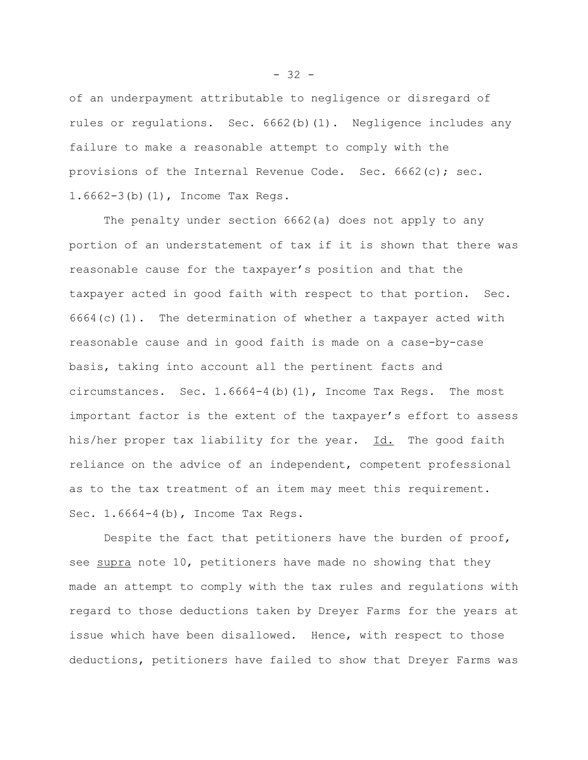of an underpayment attributable to negligence or disregard of rules or regulations. Sec. 6662(b)(1). Negligence includes any failure to make a reasonable attempt to comply with the provisions of the Internal Revenue Code. Sec. 6662(c); sec. 1.6662-3(b)(1), Income Tax Regs.

The penalty under section 6662(a) does not apply to any portion of an understatement of tax if it is shown that there was reasonable cause for the taxpayer's position and that the taxpayer acted in good faith with respect to that portion. Sec. 6664(c)(1). The determination of whether a taxpayer acted with reasonable cause and in good faith is made on a case-by-case basis, taking into account all the pertinent facts and circumstances. Sec. 1.6664-4(b)(1), Income Tax Regs. The most important factor is the extent of the taxpayer's effort to assess his/her proper tax liability for the year. Id. The good faith reliance on the advice of an independent, competent professional as to the tax treatment of an item may meet this requirement. Sec. 1.6664-4(b), Income Tax Regs.

Despite the fact that petitioners have the burden of proof, see supra note 10, petitioners have made no showing that they made an attempt to comply with the tax rules and regulations with regard to those deductions taken by Dreyer Farms for the years at issue which have been disallowed. Hence, with respect to those deductions, petitioners have failed to show that Dreyer Farms was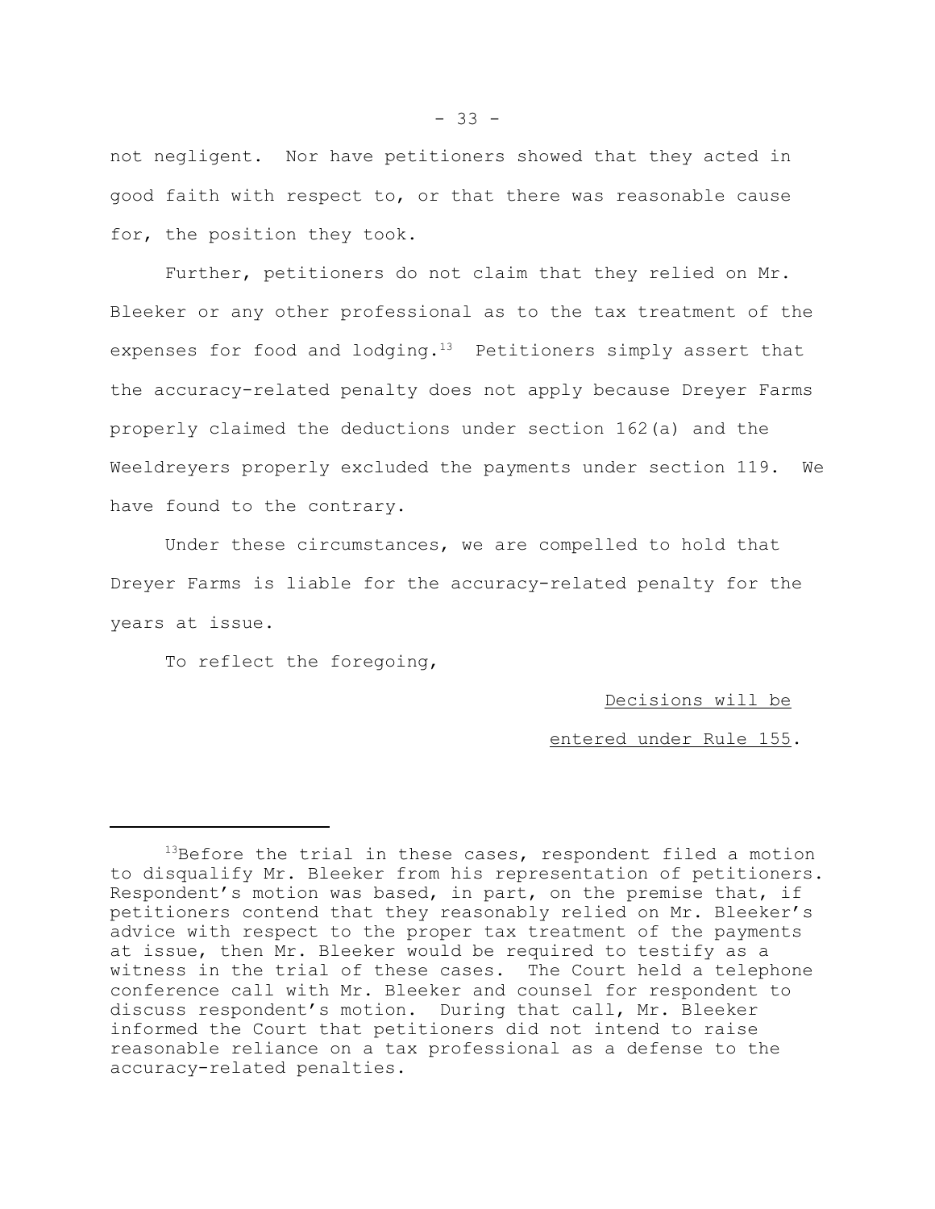not negligent. Nor have petitioners showed that they acted in good faith with respect to, or that there was reasonable cause for, the position they took.

Further, petitioners do not claim that they relied on Mr. Bleeker or any other professional as to the tax treatment of the expenses for food and lodging.[13] Petitioners simply assert that the accuracy-related penalty does not apply because Dreyer Farms properly claimed the deductions under section 162(a) and the Weeldreyers properly excluded the payments under section 119. We have found to the contrary.

Under these circumstances, we are compelled to hold that Dreyer Farms is liable for the accuracy-related penalty for the years at issue.

To reflect the foregoing,

Decisions will be entered under Rule 155.

---

[13] Before the trial in these cases, respondent filed a motion to disqualify Mr. Bleeker from his representation of petitioners. Respondent's motion was based, in part, on the premise that, if petitioners contend that they reasonably relied on Mr. Bleeker's advice with respect to the proper tax treatment of the payments at issue, then Mr. Bleeker would be required to testify as a witness in the trial of these cases. The Court held a telephone conference call with Mr. Bleeker and counsel for respondent to discuss respondent's motion. During that call, Mr. Bleeker informed the Court that petitioners did not intend to raise reasonable reliance on a tax professional as a defense to the accuracy-related penalties.